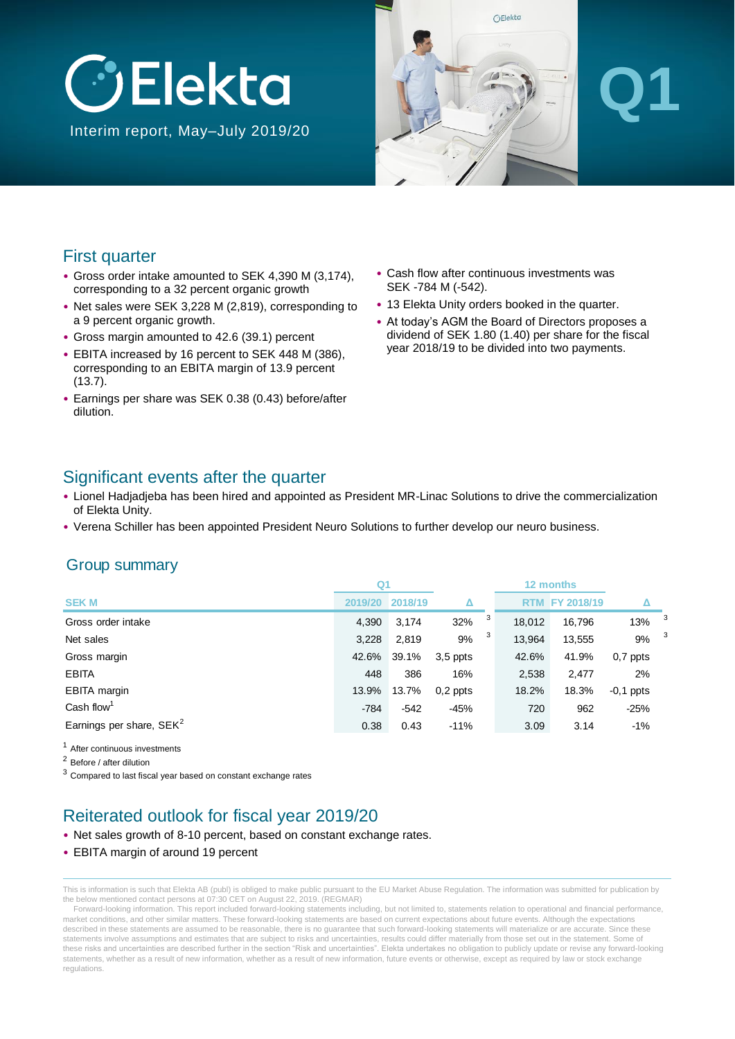# Elekta

Interim report, May–July 2019/20

Q1

## First quarter

- Gross order intake amounted to SEK 4,390 M (3,174), corresponding to a 32 percent organic growth
- Net sales were SEK 3,228 M (2,819), corresponding to a 9 percent organic growth.
- Gross margin amounted to 42.6 (39.1) percent
- EBITA increased by 16 percent to SEK 448 M (386), corresponding to an EBITA margin of 13.9 percent (13.7).
- Earnings per share was SEK 0.38 (0.43) before/after dilution.
- Cash flow after continuous investments was SEK -784 M (-542).
- 13 Elekta Unity orders booked in the quarter.
- At today's AGM the Board of Directors proposes a dividend of SEK 1.80 (1.40) per share for the fiscal year 2018/19 to be divided into two payments.

## Significant events after the quarter

- Lionel Hadjadjeba has been hired and appointed as President MR-Linac Solutions to drive the commercialization of Elekta Unity.
- Verena Schiller has been appointed President Neuro Solutions to further develop our neuro business.

## Group summary

| | Q1 | | | 12 months | | |
|---|---|---|---|---|---|---|
| SEK M | 2019/20 | 2018/19 | Δ | RTM | FY 2018/19 | Δ |
| Gross order intake | 4,390 | 3,174 | 32% [3] | 18,012 | 16,796 | 13% [3] |
| Net sales | 3,228 | 2,819 | 9% [3] | 13,964 | 13,555 | 9% [3] |
| Gross margin | 42.6% | 39.1% | 3,5 ppts | 42.6% | 41.9% | 0,7 ppts |
| EBITA | 448 | 386 | 16% | 2,538 | 2,477 | 2% |
| EBITA margin | 13.9% | 13.7% | 0,2 ppts | 18.2% | 18.3% | -0,1 ppts |
| Cash flow[1] | -784 | -542 | -45% | 720 | 962 | -25% |
| Earnings per share, SEK[2] | 0.38 | 0.43 | -11% | 3.09 | 3.14 | -1% |

[1] After continuous investments

[2] Before / after dilution

[3] Compared to last fiscal year based on constant exchange rates

## Reiterated outlook for fiscal year 2019/20

- Net sales growth of 8-10 percent, based on constant exchange rates.
- EBITA margin of around 19 percent

This is information is such that Elekta AB (publ) is obliged to make public pursuant to the EU Market Abuse Regulation. The information was submitted for publication by the below mentioned contact persons at 07:30 CET on August 22, 2019. (REGMAR)

Forward-looking information. This report included forward-looking statements including, but not limited to, statements relation to operational and financial performance, market conditions, and other similar matters. These forward-looking statements are based on current expectations about future events. Although the expectations described in these statements are assumed to be reasonable, there is no guarantee that such forward-looking statements will materialize or are accurate. Since these statements involve assumptions and estimates that are subject to risks and uncertainties, results could differ materially from those set out in the statement. Some of these risks and uncertainties are described further in the section "Risk and uncertainties". Elekta undertakes no obligation to publicly update or revise any forward-looking statements, whether as a result of new information, whether as a result of new information, future events or otherwise, except as required by law or stock exchange regulations.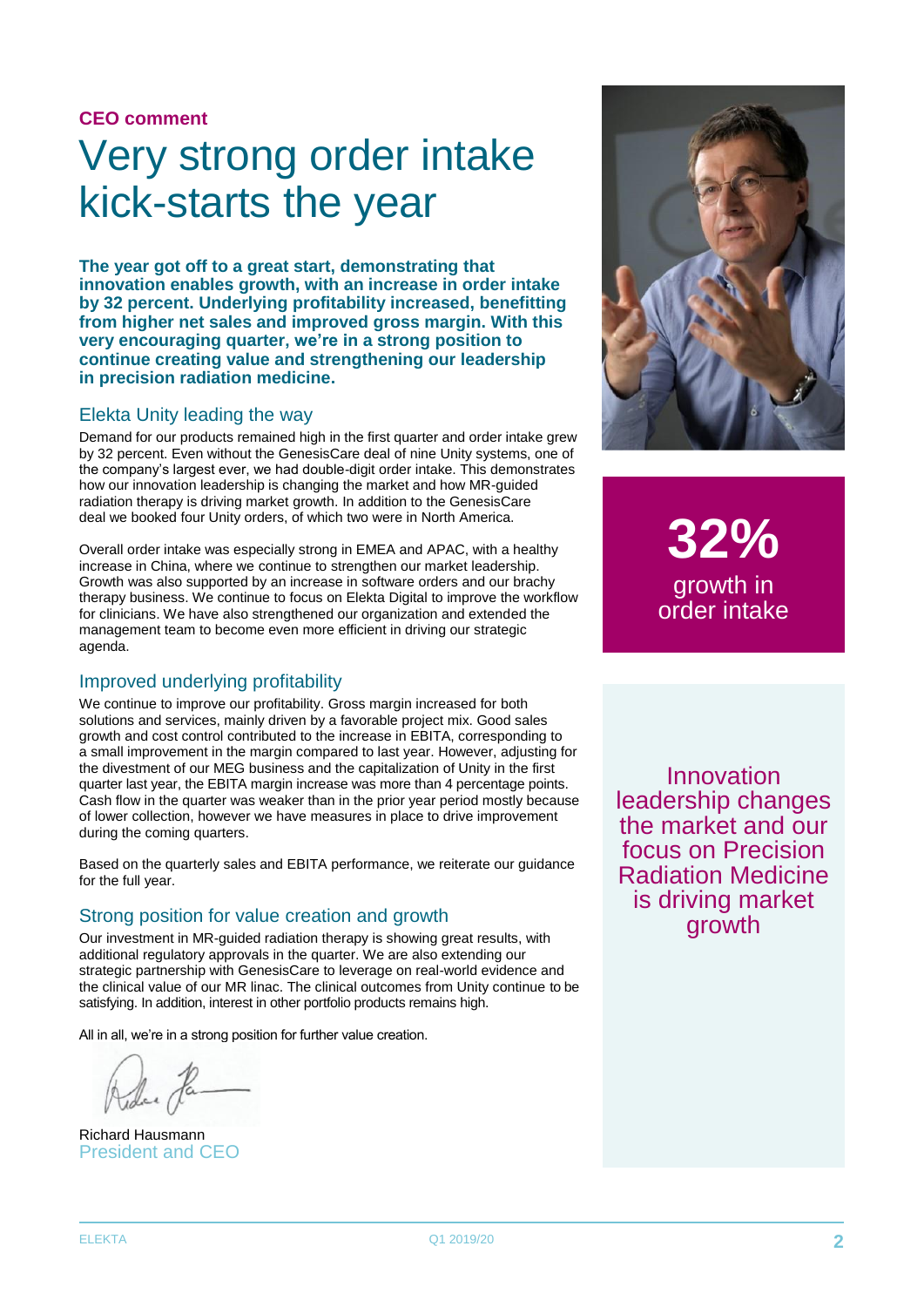**CEO comment**

# Very strong order intake kick-starts the year

**The year got off to a great start, demonstrating that innovation enables growth, with an increase in order intake by 32 percent. Underlying profitability increased, benefitting from higher net sales and improved gross margin. With this very encouraging quarter, we're in a strong position to continue creating value and strengthening our leadership in precision radiation medicine.**

## Elekta Unity leading the way

Demand for our products remained high in the first quarter and order intake grew by 32 percent. Even without the GenesisCare deal of nine Unity systems, one of the company's largest ever, we had double-digit order intake. This demonstrates how our innovation leadership is changing the market and how MR-guided radiation therapy is driving market growth. In addition to the GenesisCare deal we booked four Unity orders, of which two were in North America.

Overall order intake was especially strong in EMEA and APAC, with a healthy increase in China, where we continue to strengthen our market leadership. Growth was also supported by an increase in software orders and our brachy therapy business. We continue to focus on Elekta Digital to improve the workflow for clinicians. We have also strengthened our organization and extended the management team to become even more efficient in driving our strategic agenda.

## Improved underlying profitability

We continue to improve our profitability. Gross margin increased for both solutions and services, mainly driven by a favorable project mix. Good sales growth and cost control contributed to the increase in EBITA, corresponding to a small improvement in the margin compared to last year. However, adjusting for the divestment of our MEG business and the capitalization of Unity in the first quarter last year, the EBITA margin increase was more than 4 percentage points. Cash flow in the quarter was weaker than in the prior year period mostly because of lower collection, however we have measures in place to drive improvement during the coming quarters.

Based on the quarterly sales and EBITA performance, we reiterate our guidance for the full year.

## Strong position for value creation and growth

Our investment in MR-guided radiation therapy is showing great results, with additional regulatory approvals in the quarter. We are also extending our strategic partnership with GenesisCare to leverage on real-world evidence and the clinical value of our MR linac. The clinical outcomes from Unity continue to be satisfying. In addition, interest in other portfolio products remains high.

All in all, we're in a strong position for further value creation.

Richard Hausmann
President and CEO

**32%**
growth in order intake

Innovation leadership changes the market and our focus on Precision Radiation Medicine is driving market growth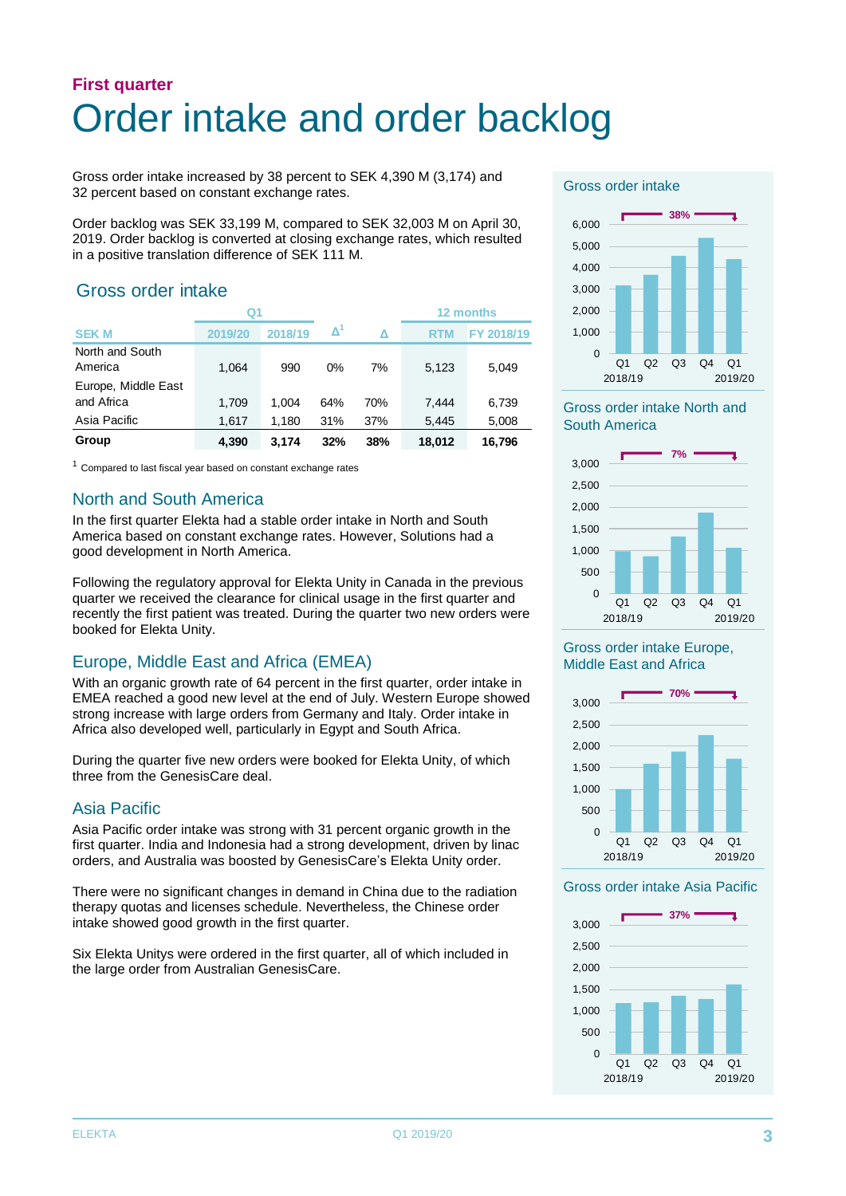**First quarter**

# Order intake and order backlog

Gross order intake increased by 38 percent to SEK 4,390 M (3,174) and 32 percent based on constant exchange rates.

Order backlog was SEK 33,199 M, compared to SEK 32,003 M on April 30, 2019. Order backlog is converted at closing exchange rates, which resulted in a positive translation difference of SEK 111 M.

## Gross order intake

| SEK M | Q1 2019/20 | Q1 2018/19 | Δ[1] | Δ | 12 months RTM | 12 months FY 2018/19 |
|---|---|---|---|---|---|---|
| North and South America | 1,064 | 990 | 0% | 7% | 5,123 | 5,049 |
| Europe, Middle East and Africa | 1,709 | 1,004 | 64% | 70% | 7,444 | 6,739 |
| Asia Pacific | 1,617 | 1,180 | 31% | 37% | 5,445 | 5,008 |
| **Group** | **4,390** | **3,174** | **32%** | **38%** | **18,012** | **16,796** |

[1] Compared to last fiscal year based on constant exchange rates

## North and South America

In the first quarter Elekta had a stable order intake in North and South America based on constant exchange rates. However, Solutions had a good development in North America.

Following the regulatory approval for Elekta Unity in Canada in the previous quarter we received the clearance for clinical usage in the first quarter and recently the first patient was treated. During the quarter two new orders were booked for Elekta Unity.

## Europe, Middle East and Africa (EMEA)

With an organic growth rate of 64 percent in the first quarter, order intake in EMEA reached a good new level at the end of July. Western Europe showed strong increase with large orders from Germany and Italy. Order intake in Africa also developed well, particularly in Egypt and South Africa.

During the quarter five new orders were booked for Elekta Unity, of which three from the GenesisCare deal.

## Asia Pacific

Asia Pacific order intake was strong with 31 percent organic growth in the first quarter. India and Indonesia had a strong development, driven by linac orders, and Australia was boosted by GenesisCare's Elekta Unity order.

There were no significant changes in demand in China due to the radiation therapy quotas and licenses schedule. Nevertheless, the Chinese order intake showed good growth in the first quarter.

Six Elekta Unitys were ordered in the first quarter, all of which included in the large order from Australian GenesisCare.

Gross order intake

Gross order intake North and South America

Gross order intake Europe, Middle East and Africa

Gross order intake Asia Pacific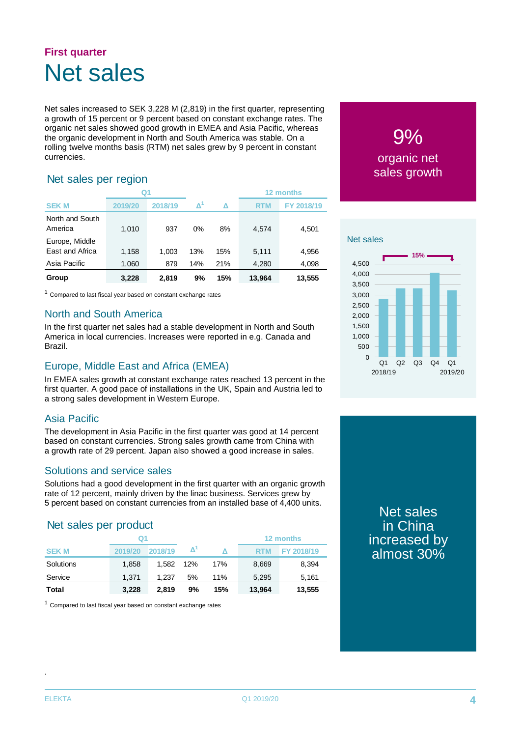## First quarter

# Net sales

Net sales increased to SEK 3,228 M (2,819) in the first quarter, representing a growth of 15 percent or 9 percent based on constant exchange rates. The organic net sales showed good growth in EMEA and Asia Pacific, whereas the organic development in North and South America was stable. On a rolling twelve months basis (RTM) net sales grew by 9 percent in constant currencies.

**9%**
organic net sales growth

### Net sales per region

| | Q1 | | | | 12 months | |
|---|---|---|---|---|---|---|
| SEK M | 2019/20 | 2018/19 | Δ[1] | Δ | RTM | FY 2018/19 |
| North and South America | 1,010 | 937 | 0% | 8% | 4,574 | 4,501 |
| Europe, Middle East and Africa | 1,158 | 1,003 | 13% | 15% | 5,111 | 4,956 |
| Asia Pacific | 1,060 | 879 | 14% | 21% | 4,280 | 4,098 |
| **Group** | **3,228** | **2,819** | **9%** | **15%** | **13,964** | **13,555** |

[1] Compared to last fiscal year based on constant exchange rates

### North and South America

In the first quarter net sales had a stable development in North and South America in local currencies. Increases were reported in e.g. Canada and Brazil.

### Europe, Middle East and Africa (EMEA)

In EMEA sales growth at constant exchange rates reached 13 percent in the first quarter. A good pace of installations in the UK, Spain and Austria led to a strong sales development in Western Europe.

### Asia Pacific

The development in Asia Pacific in the first quarter was good at 14 percent based on constant currencies. Strong sales growth came from China with a growth rate of 29 percent. Japan also showed a good increase in sales.

### Solutions and service sales

Solutions had a good development in the first quarter with an organic growth rate of 12 percent, mainly driven by the linac business. Services grew by 5 percent based on constant currencies from an installed base of 4,400 units.

### Net sales per product

| | Q1 | | | | 12 months | |
|---|---|---|---|---|---|---|
| SEK M | 2019/20 | 2018/19 | Δ[1] | Δ | RTM | FY 2018/19 |
| Solutions | 1,858 | 1,582 | 12% | 17% | 8,669 | 8,394 |
| Service | 1,371 | 1,237 | 5% | 11% | 5,295 | 5,161 |
| **Total** | **3,228** | **2,819** | **9%** | **15%** | **13,964** | **13,555** |

[1] Compared to last fiscal year based on constant exchange rates

Net sales

15%

4,500
4,000
3,500
3,000
2,500
2,000
1,500
1,000
500
0

Q1 Q2 Q3 Q4 Q1
2018/19 2019/20

Net sales in China increased by almost 30%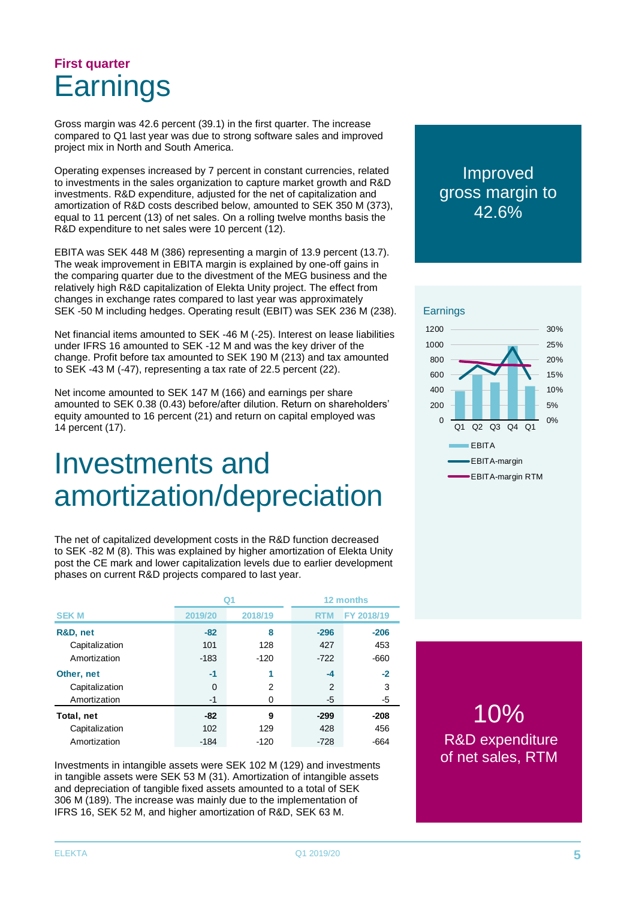First quarter

# Earnings

Gross margin was 42.6 percent (39.1) in the first quarter. The increase compared to Q1 last year was due to strong software sales and improved project mix in North and South America.

Operating expenses increased by 7 percent in constant currencies, related to investments in the sales organization to capture market growth and R&D investments. R&D expenditure, adjusted for the net of capitalization and amortization of R&D costs described below, amounted to SEK 350 M (373), equal to 11 percent (13) of net sales. On a rolling twelve months basis the R&D expenditure to net sales were 10 percent (12).

EBITA was SEK 448 M (386) representing a margin of 13.9 percent (13.7). The weak improvement in EBITA margin is explained by one-off gains in the comparing quarter due to the divestment of the MEG business and the relatively high R&D capitalization of Elekta Unity project. The effect from changes in exchange rates compared to last year was approximately SEK -50 M including hedges. Operating result (EBIT) was SEK 236 M (238).

Net financial items amounted to SEK -46 M (-25). Interest on lease liabilities under IFRS 16 amounted to SEK -12 M and was the key driver of the change. Profit before tax amounted to SEK 190 M (213) and tax amounted to SEK -43 M (-47), representing a tax rate of 22.5 percent (22).

Net income amounted to SEK 147 M (166) and earnings per share amounted to SEK 0.38 (0.43) before/after dilution. Return on shareholders' equity amounted to 16 percent (21) and return on capital employed was 14 percent (17).

Improved gross margin to 42.6%

Earnings

EBITA

EBITA-margin

EBITA-margin RTM

# Investments and amortization/depreciation

The net of capitalized development costs in the R&D function decreased to SEK -82 M (8). This was explained by higher amortization of Elekta Unity post the CE mark and lower capitalization levels due to earlier development phases on current R&D projects compared to last year.

| | Q1 | | 12 months | |
|---|---|---|---|---|
| **SEK M** | **2019/20** | **2018/19** | **RTM** | **FY 2018/19** |
| **R&D, net** | **-82** | **8** | **-296** | **-206** |
| Capitalization | 101 | 128 | 427 | 453 |
| Amortization | -183 | -120 | -722 | -660 |
| **Other, net** | **-1** | **1** | **-4** | **-2** |
| Capitalization | 0 | 2 | 2 | 3 |
| Amortization | -1 | 0 | -5 | -5 |
| **Total, net** | **-82** | **9** | **-299** | **-208** |
| Capitalization | 102 | 129 | 428 | 456 |
| Amortization | -184 | -120 | -728 | -664 |

Investments in intangible assets were SEK 102 M (129) and investments in tangible assets were SEK 53 M (31). Amortization of intangible assets and depreciation of tangible fixed assets amounted to a total of SEK 306 M (189). The increase was mainly due to the implementation of IFRS 16, SEK 52 M, and higher amortization of R&D, SEK 63 M.

10% R&D expenditure of net sales, RTM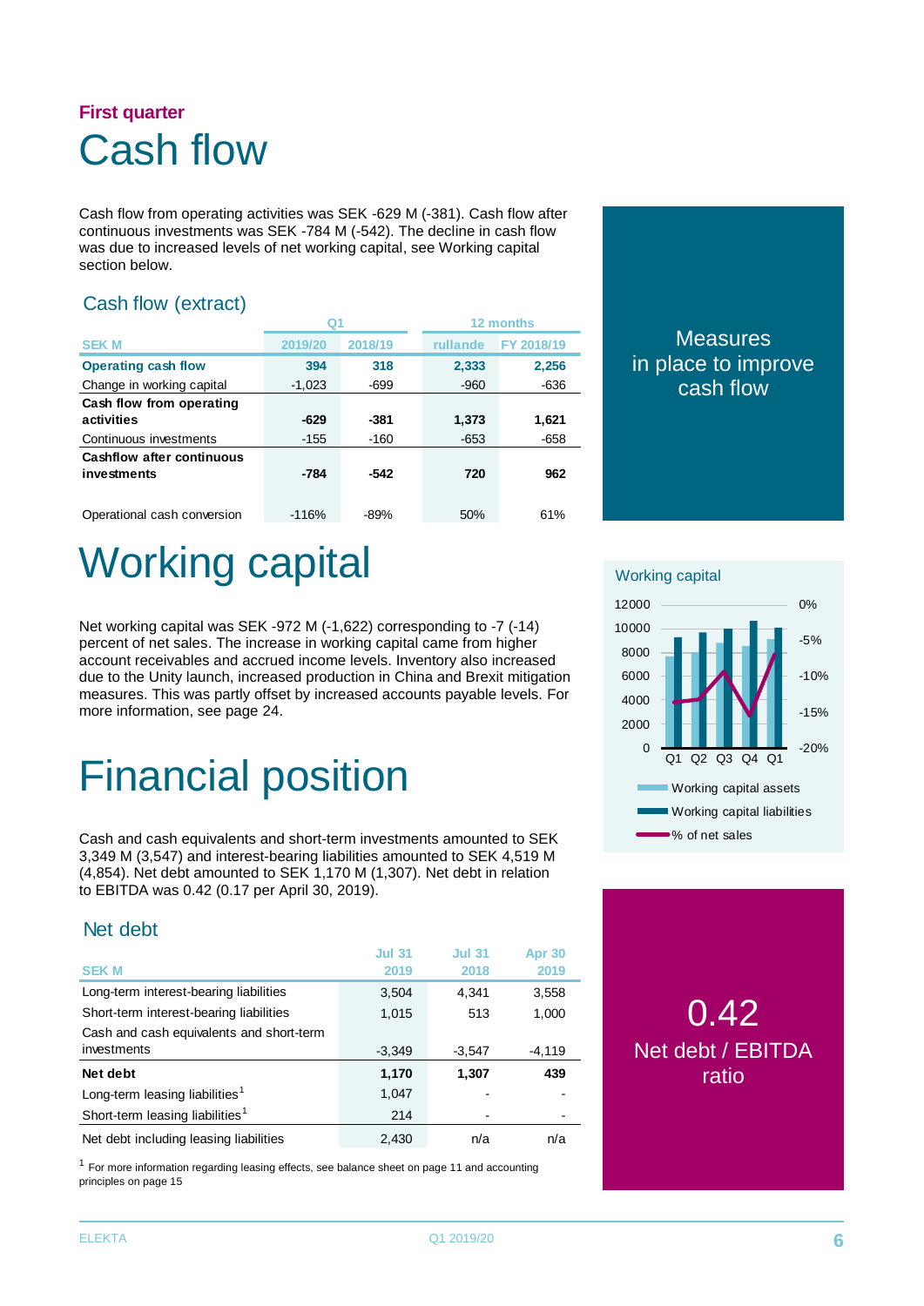First quarter

# Cash flow

Cash flow from operating activities was SEK -629 M (-381). Cash flow after continuous investments was SEK -784 M (-542). The decline in cash flow was due to increased levels of net working capital, see Working capital section below.

## Cash flow (extract)

| | Q1 | | 12 months | |
|---|---|---|---|---|
| SEK M | 2019/20 | 2018/19 | rullande | FY 2018/19 |
| **Operating cash flow** | **394** | **318** | **2,333** | **2,256** |
| Change in working capital | -1,023 | -699 | -960 | -636 |
| **Cash flow from operating activities** | **-629** | **-381** | **1,373** | **1,621** |
| Continuous investments | -155 | -160 | -653 | -658 |
| **Cashflow after continuous investments** | **-784** | **-542** | **720** | **962** |
| Operational cash conversion | -116% | -89% | 50% | 61% |

Measures in place to improve cash flow

# Working capital

Net working capital was SEK -972 M (-1,622) corresponding to -7 (-14) percent of net sales. The increase in working capital came from higher account receivables and accrued income levels. Inventory also increased due to the Unity launch, increased production in China and Brexit mitigation measures. This was partly offset by increased accounts payable levels. For more information, see page 24.

Working capital

Working capital assets | Working capital liabilities | % of net sales

# Financial position

Cash and cash equivalents and short-term investments amounted to SEK 3,349 M (3,547) and interest-bearing liabilities amounted to SEK 4,519 M (4,854). Net debt amounted to SEK 1,170 M (1,307). Net debt in relation to EBITDA was 0.42 (0.17 per April 30, 2019).

## Net debt

| SEK M | Jul 31 2019 | Jul 31 2018 | Apr 30 2019 |
|---|---|---|---|
| Long-term interest-bearing liabilities | 3,504 | 4,341 | 3,558 |
| Short-term interest-bearing liabilities | 1,015 | 513 | 1,000 |
| Cash and cash equivalents and short-term investments | -3,349 | -3,547 | -4,119 |
| **Net debt** | **1,170** | **1,307** | **439** |
| Long-term leasing liabilities[1] | 1,047 | - | - |
| Short-term leasing liabilities[1] | 214 | - | - |
| Net debt including leasing liabilities | 2,430 | n/a | n/a |

[1] For more information regarding leasing effects, see balance sheet on page 11 and accounting principles on page 15

0.42
Net debt / EBITDA ratio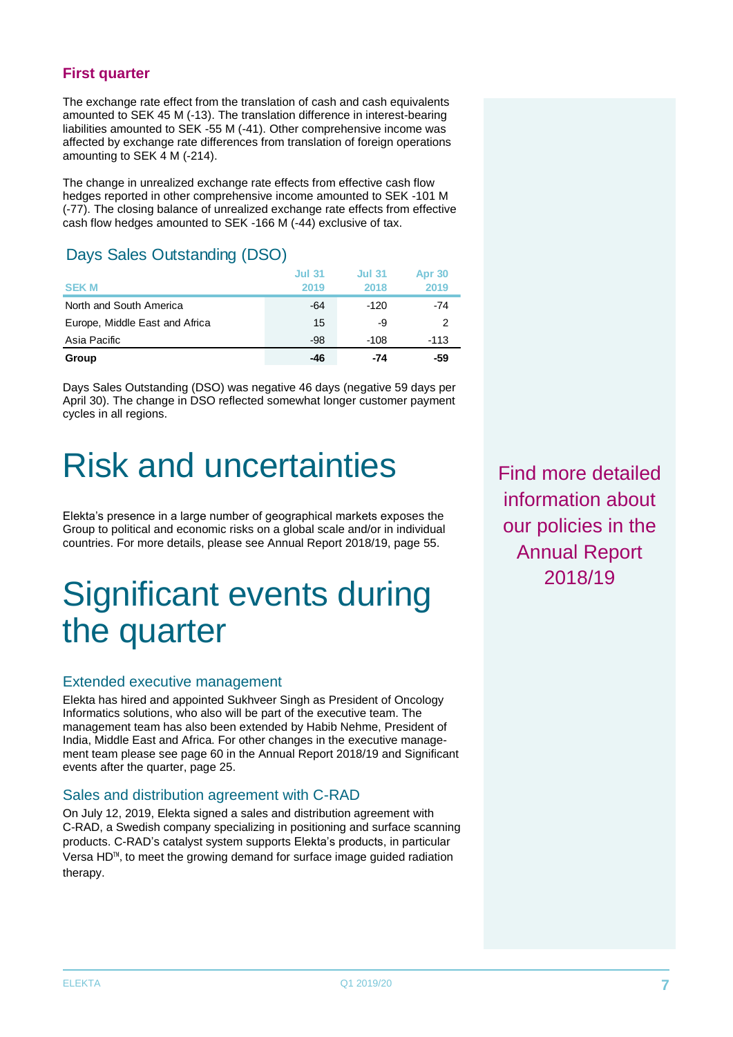### First quarter

The exchange rate effect from the translation of cash and cash equivalents amounted to SEK 45 M (-13). The translation difference in interest-bearing liabilities amounted to SEK -55 M (-41). Other comprehensive income was affected by exchange rate differences from translation of foreign operations amounting to SEK 4 M (-214).

The change in unrealized exchange rate effects from effective cash flow hedges reported in other comprehensive income amounted to SEK -101 M (-77). The closing balance of unrealized exchange rate effects from effective cash flow hedges amounted to SEK -166 M (-44) exclusive of tax.

## Days Sales Outstanding (DSO)

| SEK M | Jul 31 2019 | Jul 31 2018 | Apr 30 2019 |
|---|---|---|---|
| North and South America | -64 | -120 | -74 |
| Europe, Middle East and Africa | 15 | -9 | 2 |
| Asia Pacific | -98 | -108 | -113 |
| **Group** | **-46** | **-74** | **-59** |

Days Sales Outstanding (DSO) was negative 46 days (negative 59 days per April 30). The change in DSO reflected somewhat longer customer payment cycles in all regions.

# Risk and uncertainties

Elekta's presence in a large number of geographical markets exposes the Group to political and economic risks on a global scale and/or in individual countries. For more details, please see Annual Report 2018/19, page 55.

Find more detailed information about our policies in the Annual Report 2018/19

# Significant events during the quarter

## Extended executive management

Elekta has hired and appointed Sukhveer Singh as President of Oncology Informatics solutions, who also will be part of the executive team. The management team has also been extended by Habib Nehme, President of India, Middle East and Africa. For other changes in the executive management team please see page 60 in the Annual Report 2018/19 and Significant events after the quarter, page 25.

## Sales and distribution agreement with C-RAD

On July 12, 2019, Elekta signed a sales and distribution agreement with C-RAD, a Swedish company specializing in positioning and surface scanning products. C-RAD's catalyst system supports Elekta's products, in particular Versa HD™, to meet the growing demand for surface image guided radiation therapy.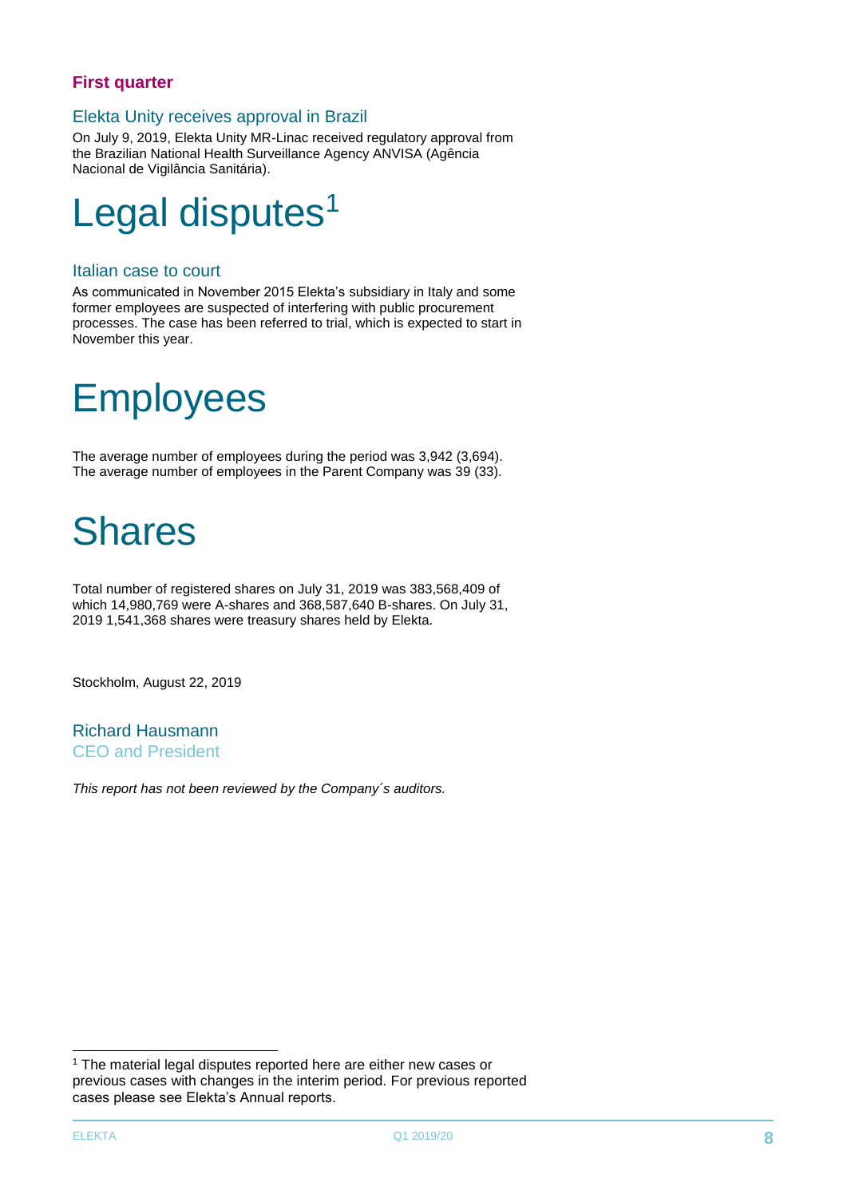**First quarter**

### Elekta Unity receives approval in Brazil

On July 9, 2019, Elekta Unity MR-Linac received regulatory approval from the Brazilian National Health Surveillance Agency ANVISA (Agência Nacional de Vigilância Sanitária).

# Legal disputes[1]

### Italian case to court

As communicated in November 2015 Elekta's subsidiary in Italy and some former employees are suspected of interfering with public procurement processes. The case has been referred to trial, which is expected to start in November this year.

# Employees

The average number of employees during the period was 3,942 (3,694). The average number of employees in the Parent Company was 39 (33).

# Shares

Total number of registered shares on July 31, 2019 was 383,568,409 of which 14,980,769 were A-shares and 368,587,640 B-shares. On July 31, 2019 1,541,368 shares were treasury shares held by Elekta.

Stockholm, August 22, 2019

Richard Hausmann
CEO and President

*This report has not been reviewed by the Company´s auditors.*

[1] The material legal disputes reported here are either new cases or previous cases with changes in the interim period. For previous reported cases please see Elekta's Annual reports.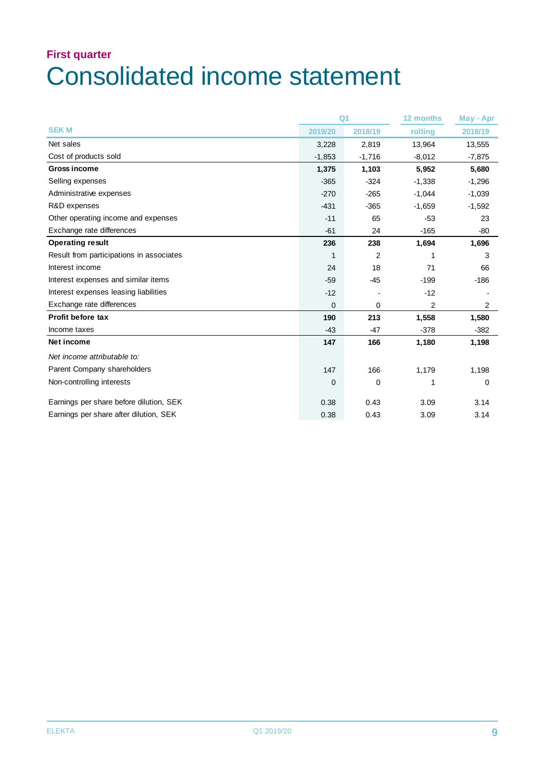**First quarter**

# Consolidated income statement

| SEK M | Q1 | | 12 months | May - Apr |
|---|---|---|---|---|
| | 2019/20 | 2018/19 | rolling | 2018/19 |
| Net sales | 3,228 | 2,819 | 13,964 | 13,555 |
| Cost of products sold | -1,853 | -1,716 | -8,012 | -7,875 |
| **Gross income** | **1,375** | **1,103** | **5,952** | **5,680** |
| Selling expenses | -365 | -324 | -1,338 | -1,296 |
| Administrative expenses | -270 | -265 | -1,044 | -1,039 |
| R&D expenses | -431 | -365 | -1,659 | -1,592 |
| Other operating income and expenses | -11 | 65 | -53 | 23 |
| Exchange rate differences | -61 | 24 | -165 | -80 |
| **Operating result** | **236** | **238** | **1,694** | **1,696** |
| Result from participations in associates | 1 | 2 | 1 | 3 |
| Interest income | 24 | 18 | 71 | 66 |
| Interest expenses and similar items | -59 | -45 | -199 | -186 |
| Interest expenses leasing liabilities | -12 | - | -12 | - |
| Exchange rate differences | 0 | 0 | 2 | 2 |
| **Profit before tax** | **190** | **213** | **1,558** | **1,580** |
| Income taxes | -43 | -47 | -378 | -382 |
| **Net income** | **147** | **166** | **1,180** | **1,198** |
| *Net income attributable to:* | | | | |
| Parent Company shareholders | 147 | 166 | 1,179 | 1,198 |
| Non-controlling interests | 0 | 0 | 1 | 0 |
| | | | | |
| Earnings per share before dilution, SEK | 0.38 | 0.43 | 3.09 | 3.14 |
| Earnings per share after dilution, SEK | 0.38 | 0.43 | 3.09 | 3.14 |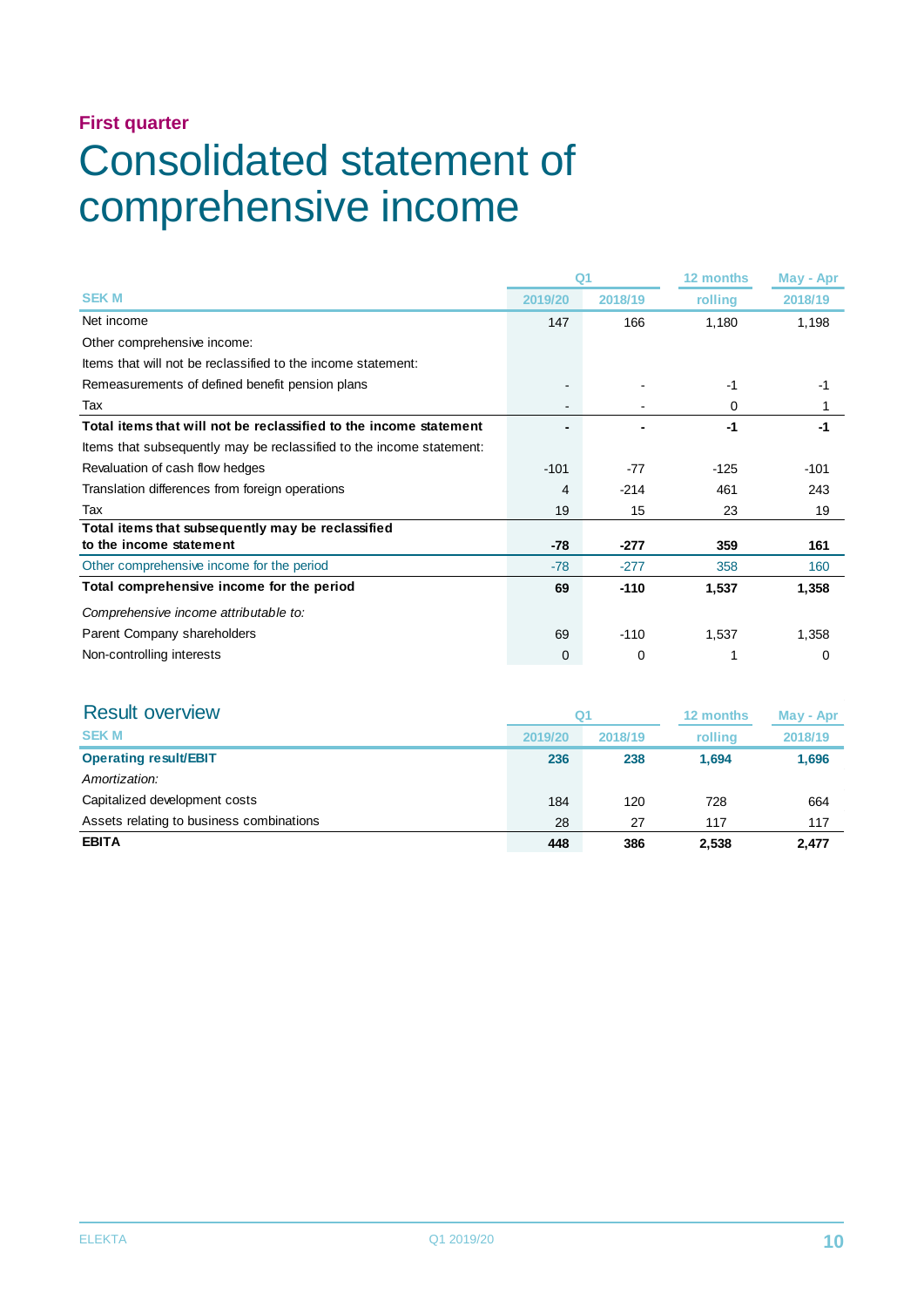**First quarter**

# Consolidated statement of comprehensive income

| SEK M | Q1 2019/20 | Q1 2018/19 | 12 months rolling | May - Apr 2018/19 |
|---|---|---|---|---|
| Net income | 147 | 166 | 1,180 | 1,198 |
| Other comprehensive income: | | | | |
| Items that will not be reclassified to the income statement: | | | | |
| Remeasurements of defined benefit pension plans | - | - | -1 | -1 |
| Tax | - | - | 0 | 1 |
| **Total items that will not be reclassified to the income statement** | **-** | **-** | **-1** | **-1** |
| Items that subsequently may be reclassified to the income statement: | | | | |
| Revaluation of cash flow hedges | -101 | -77 | -125 | -101 |
| Translation differences from foreign operations | 4 | -214 | 461 | 243 |
| Tax | 19 | 15 | 23 | 19 |
| **Total items that subsequently may be reclassified to the income statement** | **-78** | **-277** | **359** | **161** |
| Other comprehensive income for the period | -78 | -277 | 358 | 160 |
| **Total comprehensive income for the period** | **69** | **-110** | **1,537** | **1,358** |
| *Comprehensive income attributable to:* | | | | |
| Parent Company shareholders | 69 | -110 | 1,537 | 1,358 |
| Non-controlling interests | 0 | 0 | 1 | 0 |

## Result overview

| SEK M | Q1 2019/20 | Q1 2018/19 | 12 months rolling | May - Apr 2018/19 |
|---|---|---|---|---|
| **Operating result/EBIT** | **236** | **238** | **1,694** | **1,696** |
| *Amortization:* | | | | |
| Capitalized development costs | 184 | 120 | 728 | 664 |
| Assets relating to business combinations | 28 | 27 | 117 | 117 |
| **EBITA** | **448** | **386** | **2,538** | **2,477** |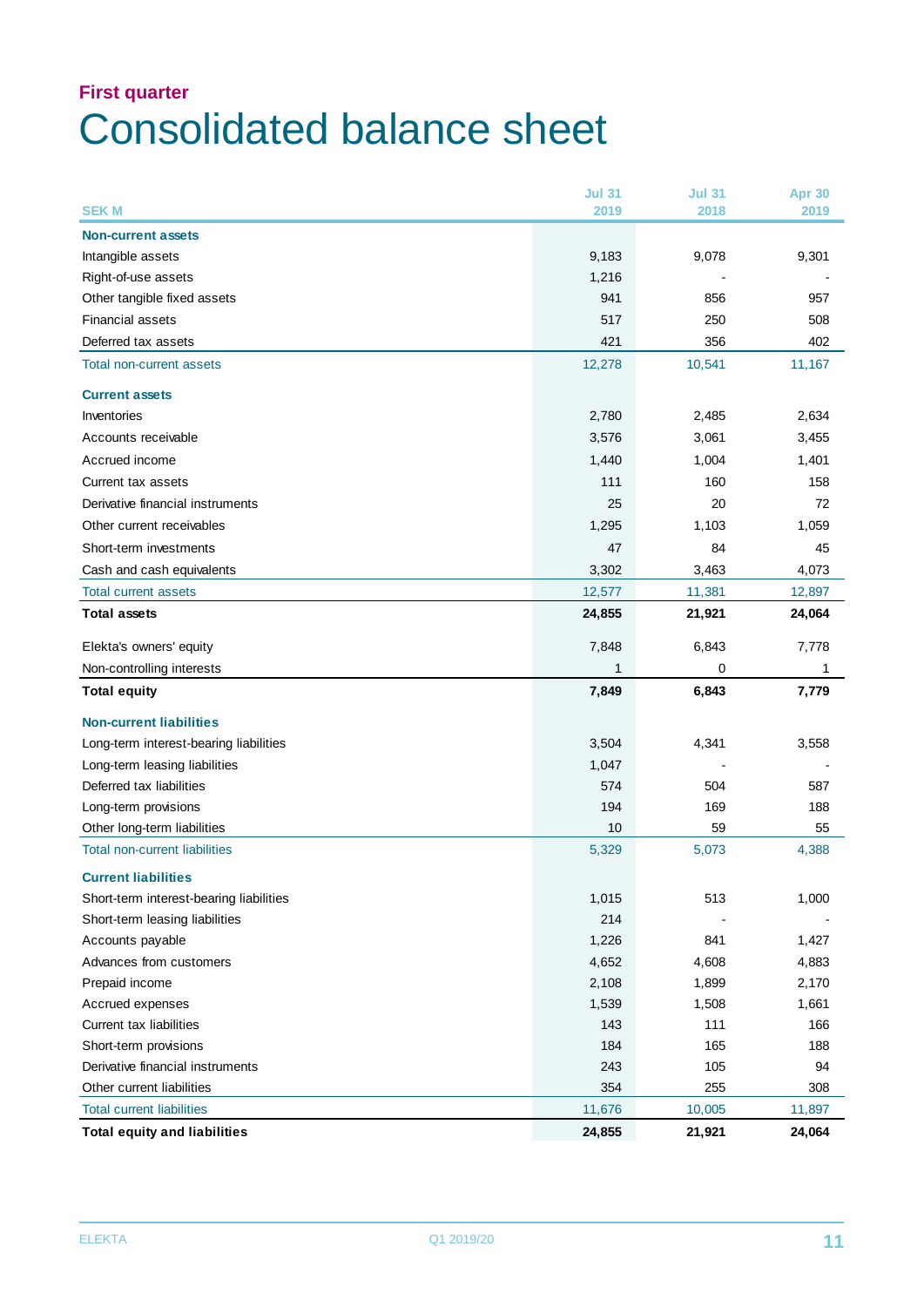## First quarter

# Consolidated balance sheet

| SEK M | Jul 31 2019 | Jul 31 2018 | Apr 30 2019 |
|---|---|---|---|
| **Non-current assets** | | | |
| Intangible assets | 9,183 | 9,078 | 9,301 |
| Right-of-use assets | 1,216 | - | - |
| Other tangible fixed assets | 941 | 856 | 957 |
| Financial assets | 517 | 250 | 508 |
| Deferred tax assets | 421 | 356 | 402 |
| Total non-current assets | 12,278 | 10,541 | 11,167 |
| **Current assets** | | | |
| Inventories | 2,780 | 2,485 | 2,634 |
| Accounts receivable | 3,576 | 3,061 | 3,455 |
| Accrued income | 1,440 | 1,004 | 1,401 |
| Current tax assets | 111 | 160 | 158 |
| Derivative financial instruments | 25 | 20 | 72 |
| Other current receivables | 1,295 | 1,103 | 1,059 |
| Short-term investments | 47 | 84 | 45 |
| Cash and cash equivalents | 3,302 | 3,463 | 4,073 |
| Total current assets | 12,577 | 11,381 | 12,897 |
| **Total assets** | **24,855** | **21,921** | **24,064** |
| Elekta's owners' equity | 7,848 | 6,843 | 7,778 |
| Non-controlling interests | 1 | 0 | 1 |
| **Total equity** | **7,849** | **6,843** | **7,779** |
| **Non-current liabilities** | | | |
| Long-term interest-bearing liabilities | 3,504 | 4,341 | 3,558 |
| Long-term leasing liabilities | 1,047 | - | - |
| Deferred tax liabilities | 574 | 504 | 587 |
| Long-term provisions | 194 | 169 | 188 |
| Other long-term liabilities | 10 | 59 | 55 |
| Total non-current liabilities | 5,329 | 5,073 | 4,388 |
| **Current liabilities** | | | |
| Short-term interest-bearing liabilities | 1,015 | 513 | 1,000 |
| Short-term leasing liabilities | 214 | - | - |
| Accounts payable | 1,226 | 841 | 1,427 |
| Advances from customers | 4,652 | 4,608 | 4,883 |
| Prepaid income | 2,108 | 1,899 | 2,170 |
| Accrued expenses | 1,539 | 1,508 | 1,661 |
| Current tax liabilities | 143 | 111 | 166 |
| Short-term provisions | 184 | 165 | 188 |
| Derivative financial instruments | 243 | 105 | 94 |
| Other current liabilities | 354 | 255 | 308 |
| Total current liabilities | 11,676 | 10,005 | 11,897 |
| **Total equity and liabilities** | **24,855** | **21,921** | **24,064** |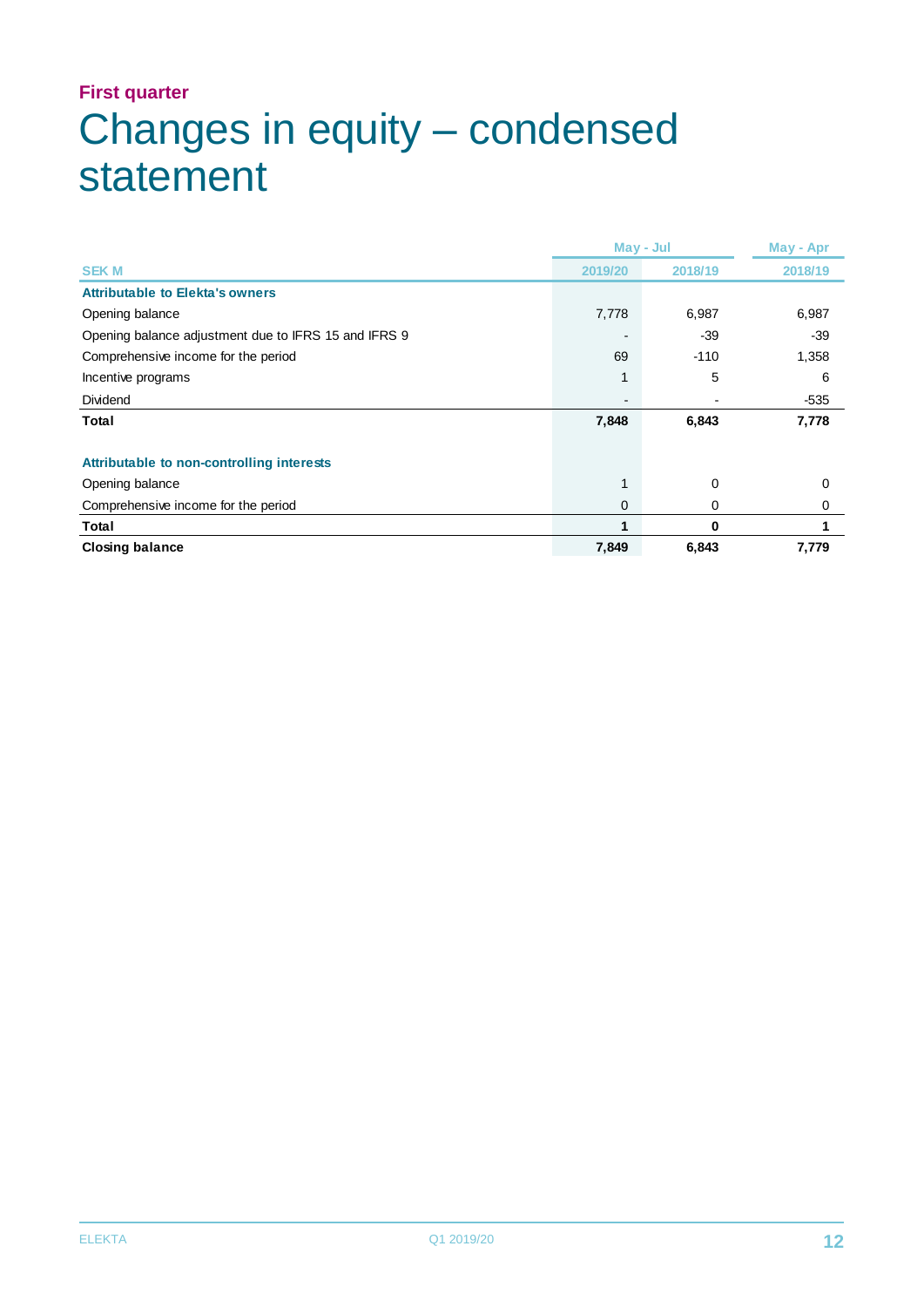First quarter

# Changes in equity – condensed statement

| | May - Jul | | May - Apr |
|---|---|---|---|
| **SEK M** | **2019/20** | **2018/19** | **2018/19** |
| **Attributable to Elekta's owners** | | | |
| Opening balance | 7,778 | 6,987 | 6,987 |
| Opening balance adjustment due to IFRS 15 and IFRS 9 | - | -39 | -39 |
| Comprehensive income for the period | 69 | -110 | 1,358 |
| Incentive programs | 1 | 5 | 6 |
| Dividend | - | - | -535 |
| **Total** | **7,848** | **6,843** | **7,778** |
| | | | |
| **Attributable to non-controlling interests** | | | |
| Opening balance | 1 | 0 | 0 |
| Comprehensive income for the period | 0 | 0 | 0 |
| **Total** | **1** | **0** | **1** |
| **Closing balance** | **7,849** | **6,843** | **7,779** |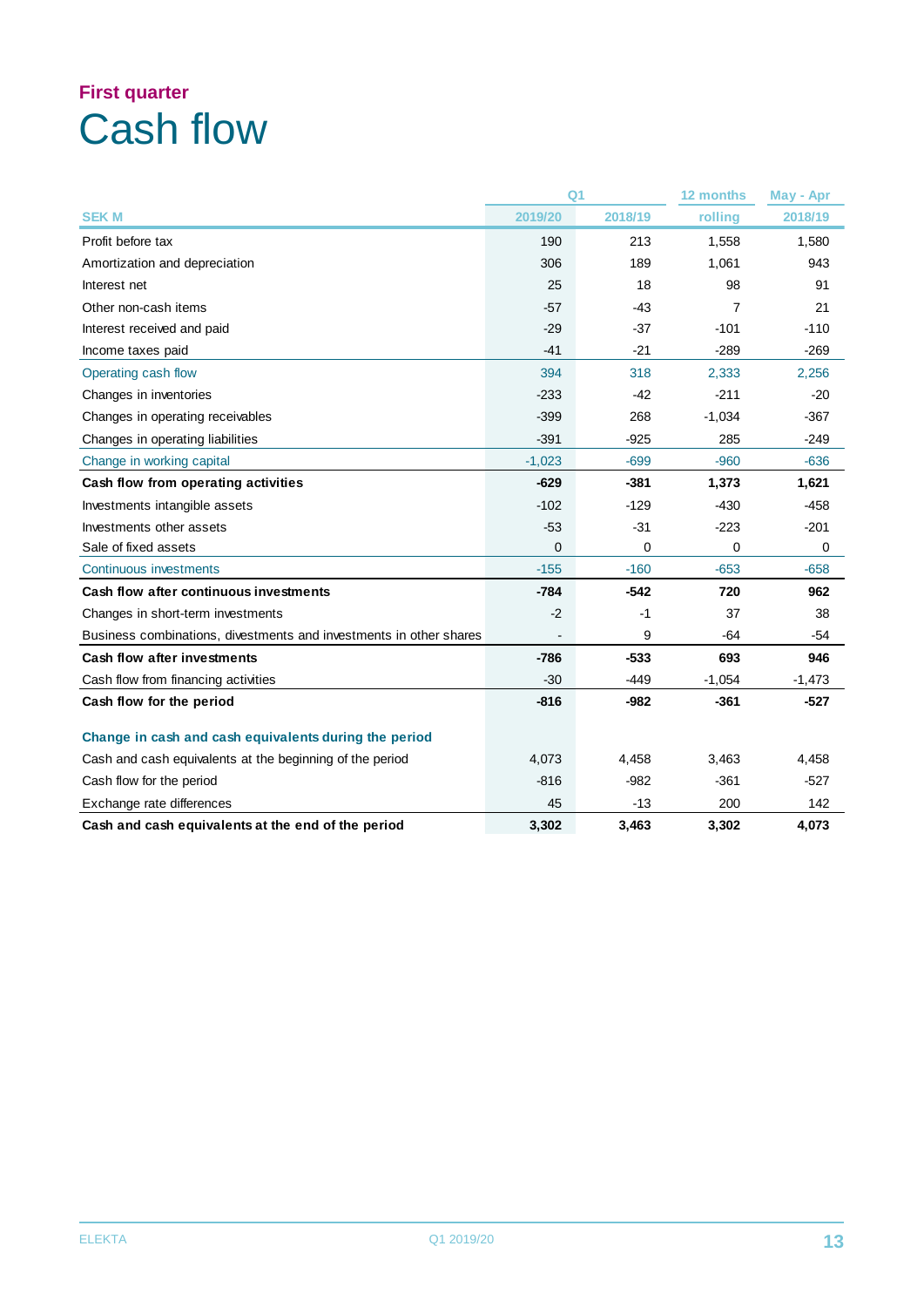## First quarter

# Cash flow

| SEK M | Q1 2019/20 | Q1 2018/19 | 12 months rolling | May - Apr 2018/19 |
|---|---|---|---|---|
| Profit before tax | 190 | 213 | 1,558 | 1,580 |
| Amortization and depreciation | 306 | 189 | 1,061 | 943 |
| Interest net | 25 | 18 | 98 | 91 |
| Other non-cash items | -57 | -43 | 7 | 21 |
| Interest received and paid | -29 | -37 | -101 | -110 |
| Income taxes paid | -41 | -21 | -289 | -269 |
| Operating cash flow | 394 | 318 | 2,333 | 2,256 |
| Changes in inventories | -233 | -42 | -211 | -20 |
| Changes in operating receivables | -399 | 268 | -1,034 | -367 |
| Changes in operating liabilities | -391 | -925 | 285 | -249 |
| Change in working capital | -1,023 | -699 | -960 | -636 |
| **Cash flow from operating activities** | **-629** | **-381** | **1,373** | **1,621** |
| Investments intangible assets | -102 | -129 | -430 | -458 |
| Investments other assets | -53 | -31 | -223 | -201 |
| Sale of fixed assets | 0 | 0 | 0 | 0 |
| Continuous investments | -155 | -160 | -653 | -658 |
| **Cash flow after continuous investments** | **-784** | **-542** | **720** | **962** |
| Changes in short-term investments | -2 | -1 | 37 | 38 |
| Business combinations, divestments and investments in other shares | - | 9 | -64 | -54 |
| **Cash flow after investments** | **-786** | **-533** | **693** | **946** |
| Cash flow from financing activities | -30 | -449 | -1,054 | -1,473 |
| **Cash flow for the period** | **-816** | **-982** | **-361** | **-527** |
| | | | | |
| **Change in cash and cash equivalents during the period** | | | | |
| Cash and cash equivalents at the beginning of the period | 4,073 | 4,458 | 3,463 | 4,458 |
| Cash flow for the period | -816 | -982 | -361 | -527 |
| Exchange rate differences | 45 | -13 | 200 | 142 |
| **Cash and cash equivalents at the end of the period** | **3,302** | **3,463** | **3,302** | **4,073** |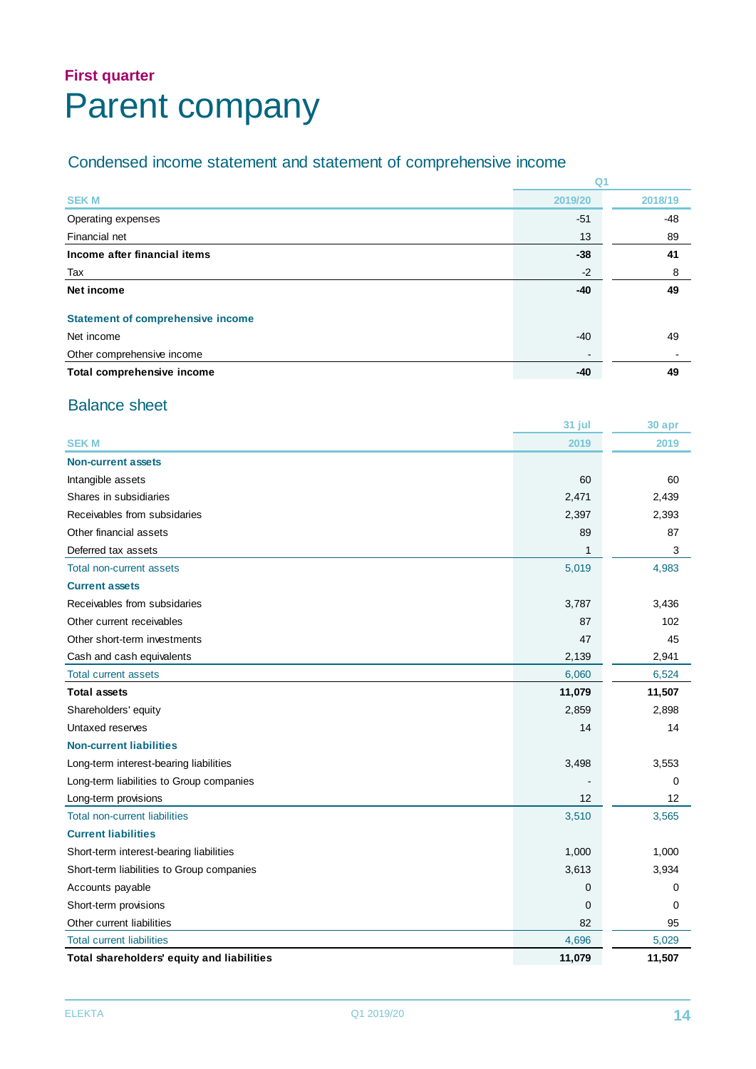First quarter

# Parent company

## Condensed income statement and statement of comprehensive income

| SEK M | Q1 2019/20 | Q1 2018/19 |
|---|---|---|
| Operating expenses | -51 | -48 |
| Financial net | 13 | 89 |
| **Income after financial items** | **-38** | **41** |
| Tax | -2 | 8 |
| **Net income** | **-40** | **49** |
| | | |
| **Statement of comprehensive income** | | |
| Net income | -40 | 49 |
| Other comprehensive income | - | - |
| **Total comprehensive income** | **-40** | **49** |

## Balance sheet

| SEK M | 31 jul 2019 | 30 apr 2019 |
|---|---|---|
| **Non-current assets** | | |
| Intangible assets | 60 | 60 |
| Shares in subsidiaries | 2,471 | 2,439 |
| Receivables from subsidaries | 2,397 | 2,393 |
| Other financial assets | 89 | 87 |
| Deferred tax assets | 1 | 3 |
| Total non-current assets | 5,019 | 4,983 |
| **Current assets** | | |
| Receivables from subsidaries | 3,787 | 3,436 |
| Other current receivables | 87 | 102 |
| Other short-term investments | 47 | 45 |
| Cash and cash equivalents | 2,139 | 2,941 |
| Total current assets | 6,060 | 6,524 |
| **Total assets** | **11,079** | **11,507** |
| Shareholders' equity | 2,859 | 2,898 |
| Untaxed reserves | 14 | 14 |
| **Non-current liabilities** | | |
| Long-term interest-bearing liabilities | 3,498 | 3,553 |
| Long-term liabilities to Group companies | - | 0 |
| Long-term provisions | 12 | 12 |
| Total non-current liabilities | 3,510 | 3,565 |
| **Current liabilities** | | |
| Short-term interest-bearing liabilities | 1,000 | 1,000 |
| Short-term liabilities to Group companies | 3,613 | 3,934 |
| Accounts payable | 0 | 0 |
| Short-term provisions | 0 | 0 |
| Other current liabilities | 82 | 95 |
| Total current liabilities | 4,696 | 5,029 |
| **Total shareholders' equity and liabilities** | **11,079** | **11,507** |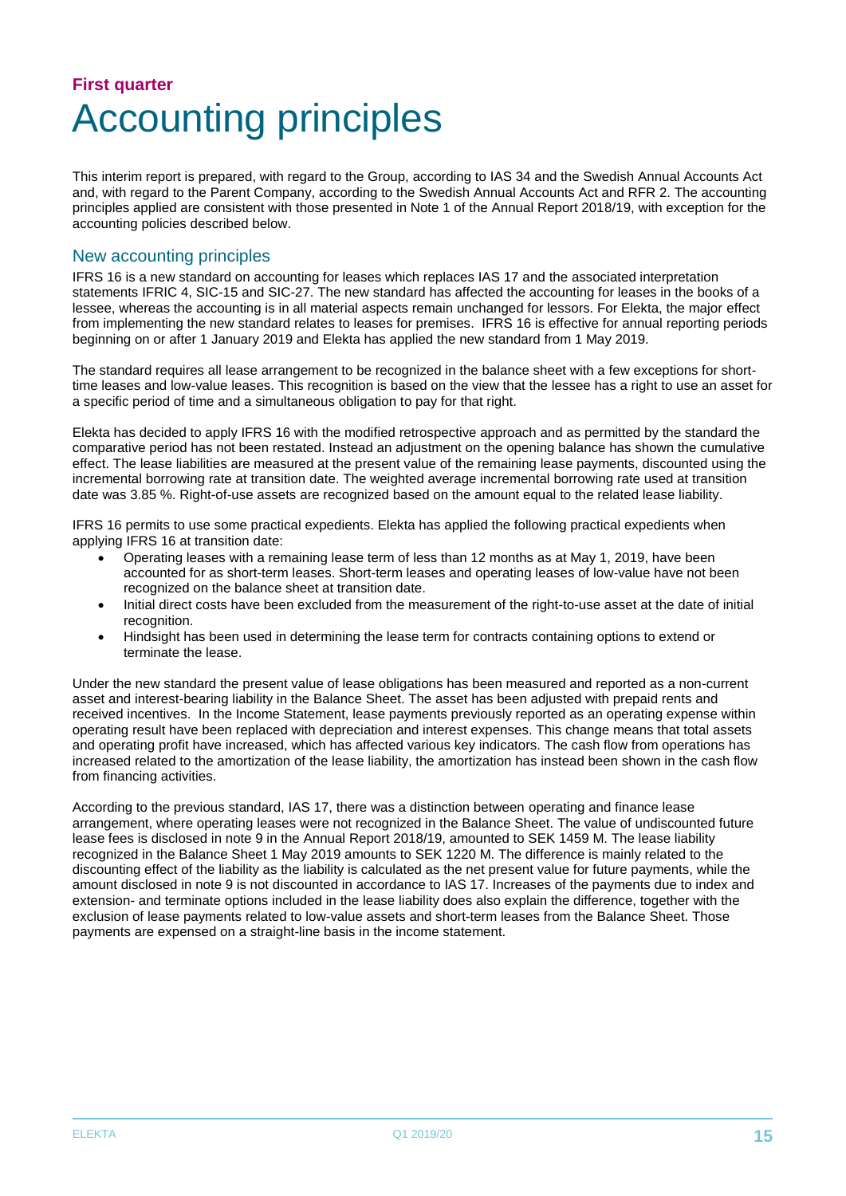**First quarter**

# Accounting principles

This interim report is prepared, with regard to the Group, according to IAS 34 and the Swedish Annual Accounts Act and, with regard to the Parent Company, according to the Swedish Annual Accounts Act and RFR 2. The accounting principles applied are consistent with those presented in Note 1 of the Annual Report 2018/19, with exception for the accounting policies described below.

## New accounting principles

IFRS 16 is a new standard on accounting for leases which replaces IAS 17 and the associated interpretation statements IFRIC 4, SIC-15 and SIC-27. The new standard has affected the accounting for leases in the books of a lessee, whereas the accounting is in all material aspects remain unchanged for lessors. For Elekta, the major effect from implementing the new standard relates to leases for premises. IFRS 16 is effective for annual reporting periods beginning on or after 1 January 2019 and Elekta has applied the new standard from 1 May 2019.

The standard requires all lease arrangement to be recognized in the balance sheet with a few exceptions for short-time leases and low-value leases. This recognition is based on the view that the lessee has a right to use an asset for a specific period of time and a simultaneous obligation to pay for that right.

Elekta has decided to apply IFRS 16 with the modified retrospective approach and as permitted by the standard the comparative period has not been restated. Instead an adjustment on the opening balance has shown the cumulative effect. The lease liabilities are measured at the present value of the remaining lease payments, discounted using the incremental borrowing rate at transition date. The weighted average incremental borrowing rate used at transition date was 3.85 %. Right-of-use assets are recognized based on the amount equal to the related lease liability.

IFRS 16 permits to use some practical expedients. Elekta has applied the following practical expedients when applying IFRS 16 at transition date:

- Operating leases with a remaining lease term of less than 12 months as at May 1, 2019, have been accounted for as short-term leases. Short-term leases and operating leases of low-value have not been recognized on the balance sheet at transition date.
- Initial direct costs have been excluded from the measurement of the right-to-use asset at the date of initial recognition.
- Hindsight has been used in determining the lease term for contracts containing options to extend or terminate the lease.

Under the new standard the present value of lease obligations has been measured and reported as a non-current asset and interest-bearing liability in the Balance Sheet. The asset has been adjusted with prepaid rents and received incentives. In the Income Statement, lease payments previously reported as an operating expense within operating result have been replaced with depreciation and interest expenses. This change means that total assets and operating profit have increased, which has affected various key indicators. The cash flow from operations has increased related to the amortization of the lease liability, the amortization has instead been shown in the cash flow from financing activities.

According to the previous standard, IAS 17, there was a distinction between operating and finance lease arrangement, where operating leases were not recognized in the Balance Sheet. The value of undiscounted future lease fees is disclosed in note 9 in the Annual Report 2018/19, amounted to SEK 1459 M. The lease liability recognized in the Balance Sheet 1 May 2019 amounts to SEK 1220 M. The difference is mainly related to the discounting effect of the liability as the liability is calculated as the net present value for future payments, while the amount disclosed in note 9 is not discounted in accordance to IAS 17. Increases of the payments due to index and extension- and terminate options included in the lease liability does also explain the difference, together with the exclusion of lease payments related to low-value assets and short-term leases from the Balance Sheet. Those payments are expensed on a straight-line basis in the income statement.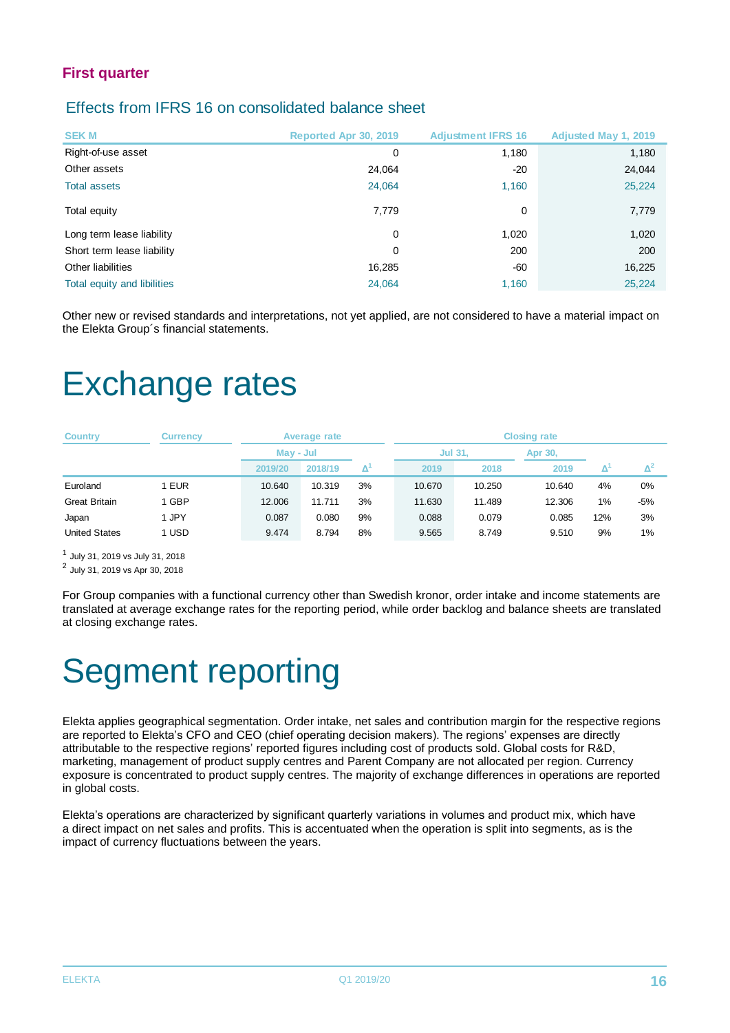## First quarter

### Effects from IFRS 16 on consolidated balance sheet

| SEK M | Reported Apr 30, 2019 | Adjustment IFRS 16 | Adjusted May 1, 2019 |
|---|---|---|---|
| Right-of-use asset | 0 | 1,180 | 1,180 |
| Other assets | 24,064 | -20 | 24,044 |
| Total assets | 24,064 | 1,160 | 25,224 |
| Total equity | 7,779 | 0 | 7,779 |
| Long term lease liability | 0 | 1,020 | 1,020 |
| Short term lease liability | 0 | 200 | 200 |
| Other liabilities | 16,285 | -60 | 16,225 |
| Total equity and libilities | 24,064 | 1,160 | 25,224 |

Other new or revised standards and interpretations, not yet applied, are not considered to have a material impact on the Elekta Group´s financial statements.

# Exchange rates

| Country | Currency | Average rate | | | Closing rate | | | | |
|---|---|---|---|---|---|---|---|---|---|
| | | May - Jul | | | Jul 31, | | Apr 30, | | |
| | | 2019/20 | 2018/19 | Δ[1] | 2019 | 2018 | 2019 | Δ[1] | Δ[2] |
| Euroland | 1 EUR | 10.640 | 10.319 | 3% | 10.670 | 10.250 | 10.640 | 4% | 0% |
| Great Britain | 1 GBP | 12.006 | 11.711 | 3% | 11.630 | 11.489 | 12.306 | 1% | -5% |
| Japan | 1 JPY | 0.087 | 0.080 | 9% | 0.088 | 0.079 | 0.085 | 12% | 3% |
| United States | 1 USD | 9.474 | 8.794 | 8% | 9.565 | 8.749 | 9.510 | 9% | 1% |

[1] July 31, 2019 vs July 31, 2018

[2] July 31, 2019 vs Apr 30, 2018

For Group companies with a functional currency other than Swedish kronor, order intake and income statements are translated at average exchange rates for the reporting period, while order backlog and balance sheets are translated at closing exchange rates.

# Segment reporting

Elekta applies geographical segmentation. Order intake, net sales and contribution margin for the respective regions are reported to Elekta's CFO and CEO (chief operating decision makers). The regions' expenses are directly attributable to the respective regions' reported figures including cost of products sold. Global costs for R&D, marketing, management of product supply centres and Parent Company are not allocated per region. Currency exposure is concentrated to product supply centres. The majority of exchange differences in operations are reported in global costs.

Elekta's operations are characterized by significant quarterly variations in volumes and product mix, which have a direct impact on net sales and profits. This is accentuated when the operation is split into segments, as is the impact of currency fluctuations between the years.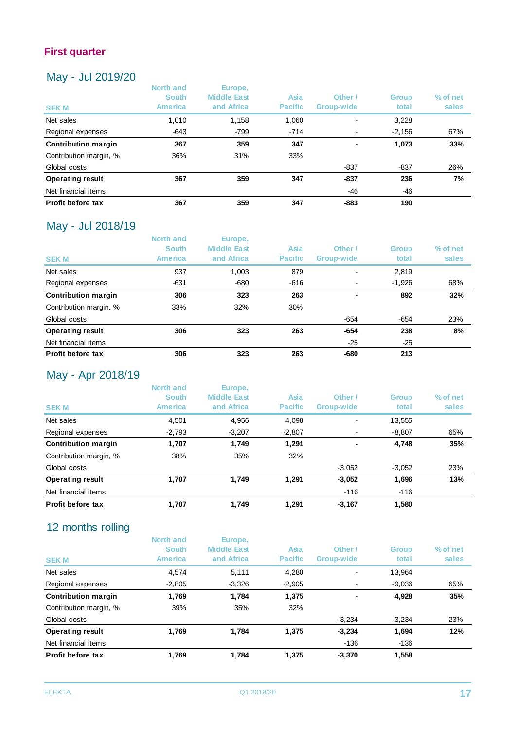## First quarter

### May - Jul 2019/20

| SEK M | North and South America | Europe, Middle East and Africa | Asia Pacific | Other / Group-wide | Group total | % of net sales |
|---|---|---|---|---|---|---|
| Net sales | 1,010 | 1,158 | 1,060 | - | 3,228 | |
| Regional expenses | -643 | -799 | -714 | - | -2,156 | 67% |
| **Contribution margin** | **367** | **359** | **347** | **-** | **1,073** | **33%** |
| Contribution margin, % | 36% | 31% | 33% | | | |
| Global costs | | | | -837 | -837 | 26% |
| **Operating result** | **367** | **359** | **347** | **-837** | **236** | **7%** |
| Net financial items | | | | -46 | -46 | |
| **Profit before tax** | **367** | **359** | **347** | **-883** | **190** | |

### May - Jul 2018/19

| SEK M | North and South America | Europe, Middle East and Africa | Asia Pacific | Other / Group-wide | Group total | % of net sales |
|---|---|---|---|---|---|---|
| Net sales | 937 | 1,003 | 879 | - | 2,819 | |
| Regional expenses | -631 | -680 | -616 | - | -1,926 | 68% |
| **Contribution margin** | **306** | **323** | **263** | **-** | **892** | **32%** |
| Contribution margin, % | 33% | 32% | 30% | | | |
| Global costs | | | | -654 | -654 | 23% |
| **Operating result** | **306** | **323** | **263** | **-654** | **238** | **8%** |
| Net financial items | | | | -25 | -25 | |
| **Profit before tax** | **306** | **323** | **263** | **-680** | **213** | |

### May - Apr 2018/19

| SEK M | North and South America | Europe, Middle East and Africa | Asia Pacific | Other / Group-wide | Group total | % of net sales |
|---|---|---|---|---|---|---|
| Net sales | 4,501 | 4,956 | 4,098 | - | 13,555 | |
| Regional expenses | -2,793 | -3,207 | -2,807 | - | -8,807 | 65% |
| **Contribution margin** | **1,707** | **1,749** | **1,291** | **-** | **4,748** | **35%** |
| Contribution margin, % | 38% | 35% | 32% | | | |
| Global costs | | | | -3,052 | -3,052 | 23% |
| **Operating result** | **1,707** | **1,749** | **1,291** | **-3,052** | **1,696** | **13%** |
| Net financial items | | | | -116 | -116 | |
| **Profit before tax** | **1,707** | **1,749** | **1,291** | **-3,167** | **1,580** | |

### 12 months rolling

| SEK M | North and South America | Europe, Middle East and Africa | Asia Pacific | Other / Group-wide | Group total | % of net sales |
|---|---|---|---|---|---|---|
| Net sales | 4,574 | 5,111 | 4,280 | - | 13,964 | |
| Regional expenses | -2,805 | -3,326 | -2,905 | - | -9,036 | 65% |
| **Contribution margin** | **1,769** | **1,784** | **1,375** | **-** | **4,928** | **35%** |
| Contribution margin, % | 39% | 35% | 32% | | | |
| Global costs | | | | -3,234 | -3,234 | 23% |
| **Operating result** | **1,769** | **1,784** | **1,375** | **-3,234** | **1,694** | **12%** |
| Net financial items | | | | -136 | -136 | |
| **Profit before tax** | **1,769** | **1,784** | **1,375** | **-3,370** | **1,558** | |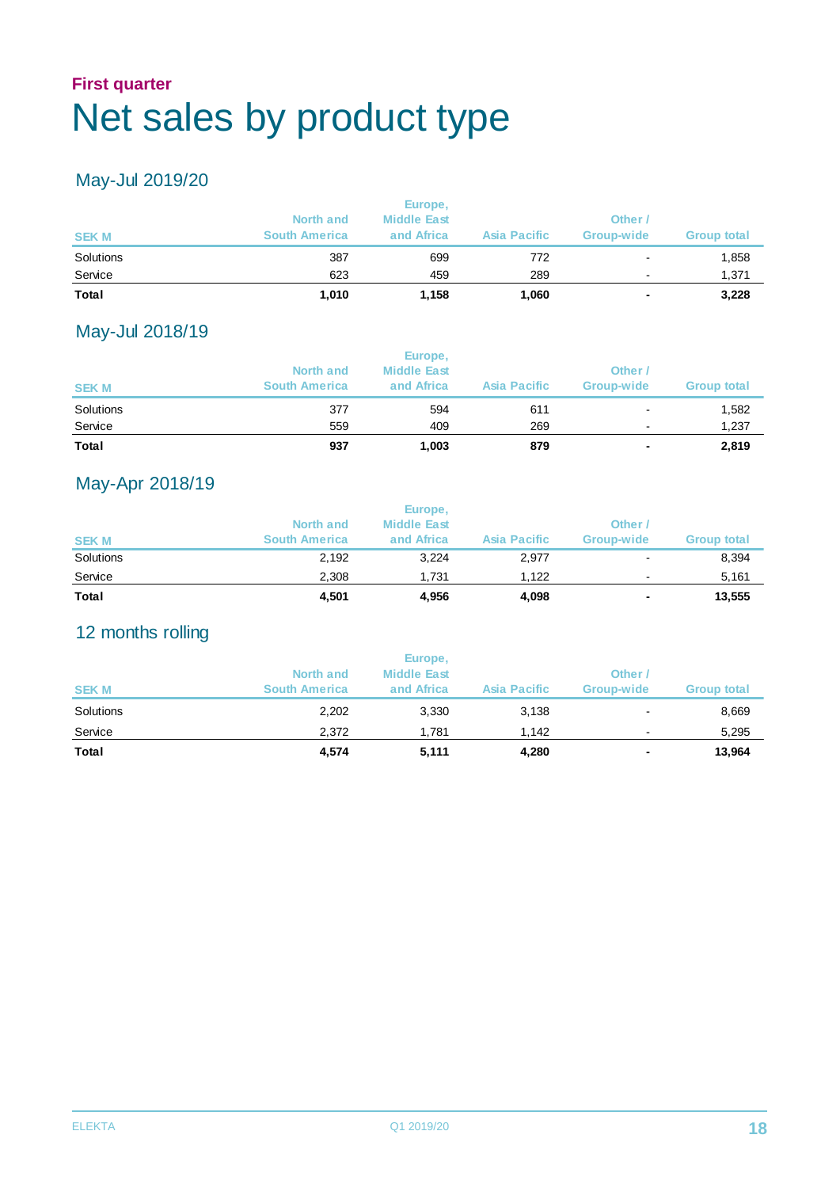First quarter

# Net sales by product type

## May-Jul 2019/20

| SEK M | North and South America | Europe, Middle East and Africa | Asia Pacific | Other / Group-wide | Group total |
|---|---|---|---|---|---|
| Solutions | 387 | 699 | 772 | - | 1,858 |
| Service | 623 | 459 | 289 | - | 1,371 |
| **Total** | **1,010** | **1,158** | **1,060** | **-** | **3,228** |

## May-Jul 2018/19

| SEK M | North and South America | Europe, Middle East and Africa | Asia Pacific | Other / Group-wide | Group total |
|---|---|---|---|---|---|
| Solutions | 377 | 594 | 611 | - | 1,582 |
| Service | 559 | 409 | 269 | - | 1,237 |
| **Total** | **937** | **1,003** | **879** | **-** | **2,819** |

## May-Apr 2018/19

| SEK M | North and South America | Europe, Middle East and Africa | Asia Pacific | Other / Group-wide | Group total |
|---|---|---|---|---|---|
| Solutions | 2,192 | 3,224 | 2,977 | - | 8,394 |
| Service | 2,308 | 1,731 | 1,122 | - | 5,161 |
| **Total** | **4,501** | **4,956** | **4,098** | **-** | **13,555** |

## 12 months rolling

| SEK M | North and South America | Europe, Middle East and Africa | Asia Pacific | Other / Group-wide | Group total |
|---|---|---|---|---|---|
| Solutions | 2,202 | 3,330 | 3,138 | - | 8,669 |
| Service | 2,372 | 1,781 | 1,142 | - | 5,295 |
| **Total** | **4,574** | **5,111** | **4,280** | **-** | **13,964** |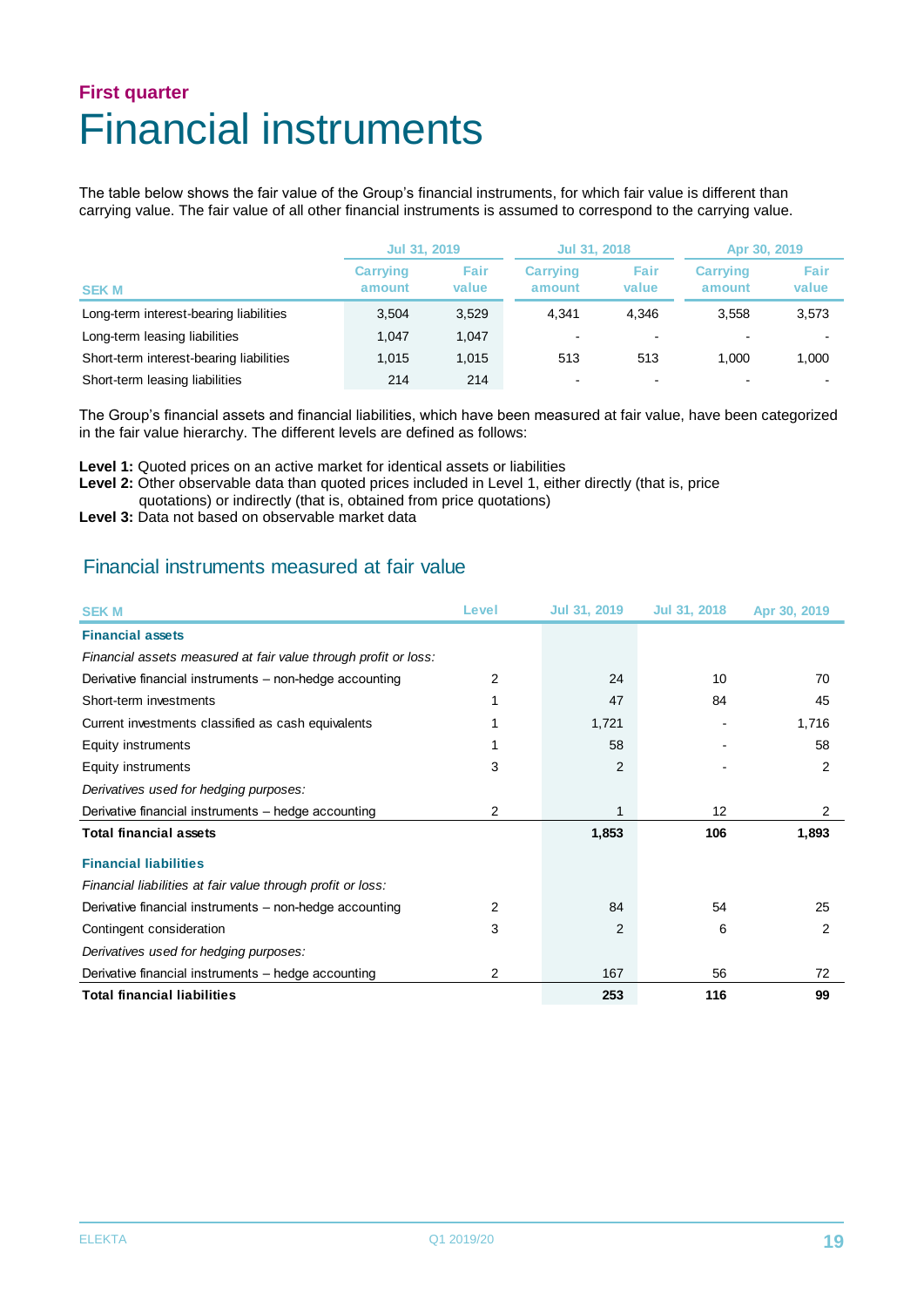## First quarter

# Financial instruments

The table below shows the fair value of the Group's financial instruments, for which fair value is different than carrying value. The fair value of all other financial instruments is assumed to correspond to the carrying value.

| SEK M | Jul 31, 2019 | | Jul 31, 2018 | | Apr 30, 2019 | |
|---|---|---|---|---|---|---|
| | Carrying amount | Fair value | Carrying amount | Fair value | Carrying amount | Fair value |
| Long-term interest-bearing liabilities | 3,504 | 3,529 | 4,341 | 4,346 | 3,558 | 3,573 |
| Long-term leasing liabilities | 1,047 | 1,047 | - | - | - | - |
| Short-term interest-bearing liabilities | 1,015 | 1,015 | 513 | 513 | 1,000 | 1,000 |
| Short-term leasing liabilities | 214 | 214 | - | - | - | - |

The Group's financial assets and financial liabilities, which have been measured at fair value, have been categorized in the fair value hierarchy. The different levels are defined as follows:

**Level 1:** Quoted prices on an active market for identical assets or liabilities
**Level 2:** Other observable data than quoted prices included in Level 1, either directly (that is, price quotations) or indirectly (that is, obtained from price quotations)
**Level 3:** Data not based on observable market data

## Financial instruments measured at fair value

| SEK M | Level | Jul 31, 2019 | Jul 31, 2018 | Apr 30, 2019 |
|---|---|---|---|---|
| **Financial assets** | | | | |
| *Financial assets measured at fair value through profit or loss:* | | | | |
| Derivative financial instruments – non-hedge accounting | 2 | 24 | 10 | 70 |
| Short-term investments | 1 | 47 | 84 | 45 |
| Current investments classified as cash equivalents | 1 | 1,721 | - | 1,716 |
| Equity instruments | 1 | 58 | - | 58 |
| Equity instruments | 3 | 2 | - | 2 |
| *Derivatives used for hedging purposes:* | | | | |
| Derivative financial instruments – hedge accounting | 2 | 1 | 12 | 2 |
| **Total financial assets** | | **1,853** | **106** | **1,893** |
| **Financial liabilities** | | | | |
| *Financial liabilities at fair value through profit or loss:* | | | | |
| Derivative financial instruments – non-hedge accounting | 2 | 84 | 54 | 25 |
| Contingent consideration | 3 | 2 | 6 | 2 |
| *Derivatives used for hedging purposes:* | | | | |
| Derivative financial instruments – hedge accounting | 2 | 167 | 56 | 72 |
| **Total financial liabilities** | | **253** | **116** | **99** |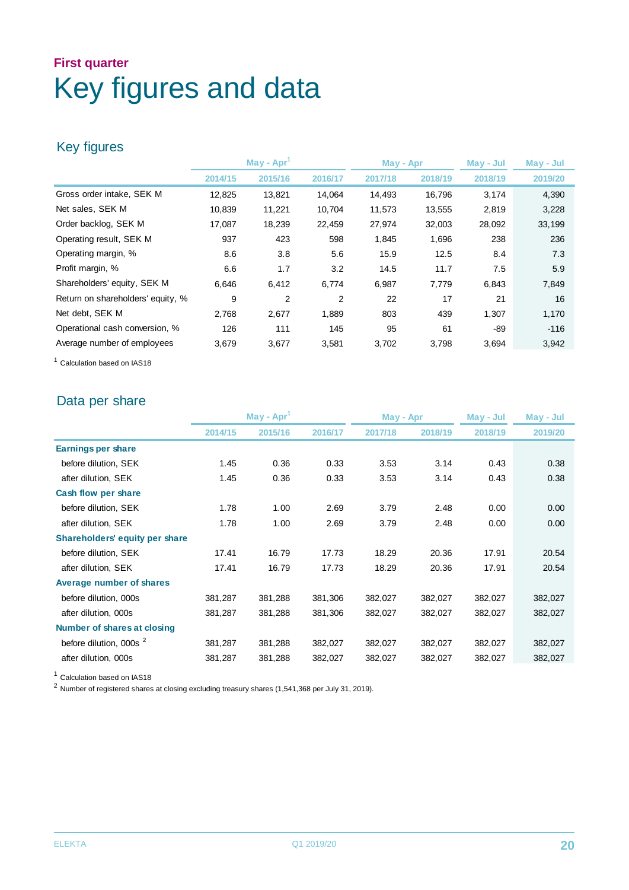**First quarter**

# Key figures and data

## Key figures

| | May - Apr[1] | | | May - Apr | | May - Jul | May - Jul |
|---|---|---|---|---|---|---|---|
| | 2014/15 | 2015/16 | 2016/17 | 2017/18 | 2018/19 | 2018/19 | 2019/20 |
| Gross order intake, SEK M | 12,825 | 13,821 | 14,064 | 14,493 | 16,796 | 3,174 | 4,390 |
| Net sales, SEK M | 10,839 | 11,221 | 10,704 | 11,573 | 13,555 | 2,819 | 3,228 |
| Order backlog, SEK M | 17,087 | 18,239 | 22,459 | 27,974 | 32,003 | 28,092 | 33,199 |
| Operating result, SEK M | 937 | 423 | 598 | 1,845 | 1,696 | 238 | 236 |
| Operating margin, % | 8.6 | 3.8 | 5.6 | 15.9 | 12.5 | 8.4 | 7.3 |
| Profit margin, % | 6.6 | 1.7 | 3.2 | 14.5 | 11.7 | 7.5 | 5.9 |
| Shareholders' equity, SEK M | 6,646 | 6,412 | 6,774 | 6,987 | 7,779 | 6,843 | 7,849 |
| Return on shareholders' equity, % | 9 | 2 | 2 | 22 | 17 | 21 | 16 |
| Net debt, SEK M | 2,768 | 2,677 | 1,889 | 803 | 439 | 1,307 | 1,170 |
| Operational cash conversion, % | 126 | 111 | 145 | 95 | 61 | -89 | -116 |
| Average number of employees | 3,679 | 3,677 | 3,581 | 3,702 | 3,798 | 3,694 | 3,942 |

[1] Calculation based on IAS18

## Data per share

| | May - Apr[1] | | | May - Apr | | May - Jul | May - Jul |
|---|---|---|---|---|---|---|---|
| | 2014/15 | 2015/16 | 2016/17 | 2017/18 | 2018/19 | 2018/19 | 2019/20 |
| **Earnings per share** | | | | | | | |
| before dilution, SEK | 1.45 | 0.36 | 0.33 | 3.53 | 3.14 | 0.43 | 0.38 |
| after dilution, SEK | 1.45 | 0.36 | 0.33 | 3.53 | 3.14 | 0.43 | 0.38 |
| **Cash flow per share** | | | | | | | |
| before dilution, SEK | 1.78 | 1.00 | 2.69 | 3.79 | 2.48 | 0.00 | 0.00 |
| after dilution, SEK | 1.78 | 1.00 | 2.69 | 3.79 | 2.48 | 0.00 | 0.00 |
| **Shareholders' equity per share** | | | | | | | |
| before dilution, SEK | 17.41 | 16.79 | 17.73 | 18.29 | 20.36 | 17.91 | 20.54 |
| after dilution, SEK | 17.41 | 16.79 | 17.73 | 18.29 | 20.36 | 17.91 | 20.54 |
| **Average number of shares** | | | | | | | |
| before dilution, 000s | 381,287 | 381,288 | 381,306 | 382,027 | 382,027 | 382,027 | 382,027 |
| after dilution, 000s | 381,287 | 381,288 | 381,306 | 382,027 | 382,027 | 382,027 | 382,027 |
| **Number of shares at closing** | | | | | | | |
| before dilution, 000s [2] | 381,287 | 381,288 | 382,027 | 382,027 | 382,027 | 382,027 | 382,027 |
| after dilution, 000s | 381,287 | 381,288 | 382,027 | 382,027 | 382,027 | 382,027 | 382,027 |

[1] Calculation based on IAS18

[2] Number of registered shares at closing excluding treasury shares (1,541,368 per July 31, 2019).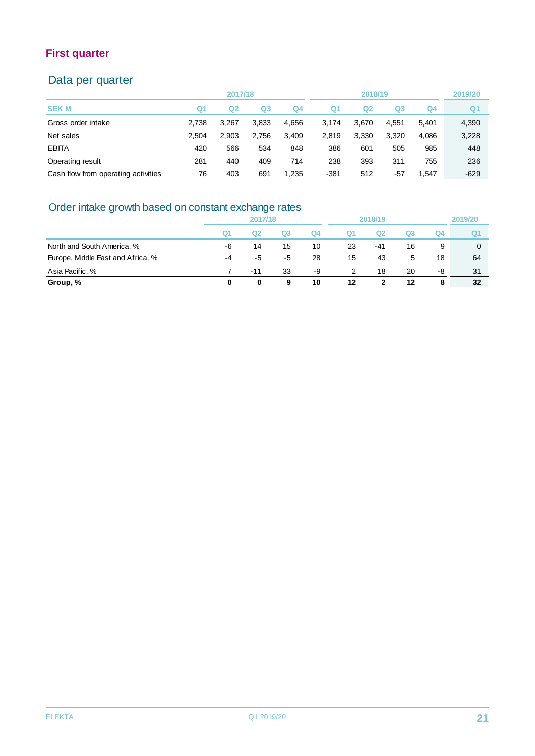# First quarter

## Data per quarter

| | 2017/18 | | | | 2018/19 | | | | 2019/20 |
|---|---|---|---|---|---|---|---|---|---|
| SEK M | Q1 | Q2 | Q3 | Q4 | Q1 | Q2 | Q3 | Q4 | Q1 |
| Gross order intake | 2,738 | 3,267 | 3,833 | 4,656 | 3,174 | 3,670 | 4,551 | 5,401 | 4,390 |
| Net sales | 2,504 | 2,903 | 2,756 | 3,409 | 2,819 | 3,330 | 3,320 | 4,086 | 3,228 |
| EBITA | 420 | 566 | 534 | 848 | 386 | 601 | 505 | 985 | 448 |
| Operating result | 281 | 440 | 409 | 714 | 238 | 393 | 311 | 755 | 236 |
| Cash flow from operating activities | 76 | 403 | 691 | 1,235 | -381 | 512 | -57 | 1,547 | -629 |

## Order intake growth based on constant exchange rates

| | 2017/18 | | | | 2018/19 | | | | 2019/20 |
|---|---|---|---|---|---|---|---|---|---|
| | Q1 | Q2 | Q3 | Q4 | Q1 | Q2 | Q3 | Q4 | Q1 |
| North and South America, % | -6 | 14 | 15 | 10 | 23 | -41 | 16 | 9 | 0 |
| Europe, Middle East and Africa, % | -4 | -5 | -5 | 28 | 15 | 43 | 5 | 18 | 64 |
| Asia Pacific, % | 7 | -11 | 33 | -9 | 2 | 18 | 20 | -8 | 31 |
| **Group, %** | **0** | **0** | **9** | **10** | **12** | **2** | **12** | **8** | **32** |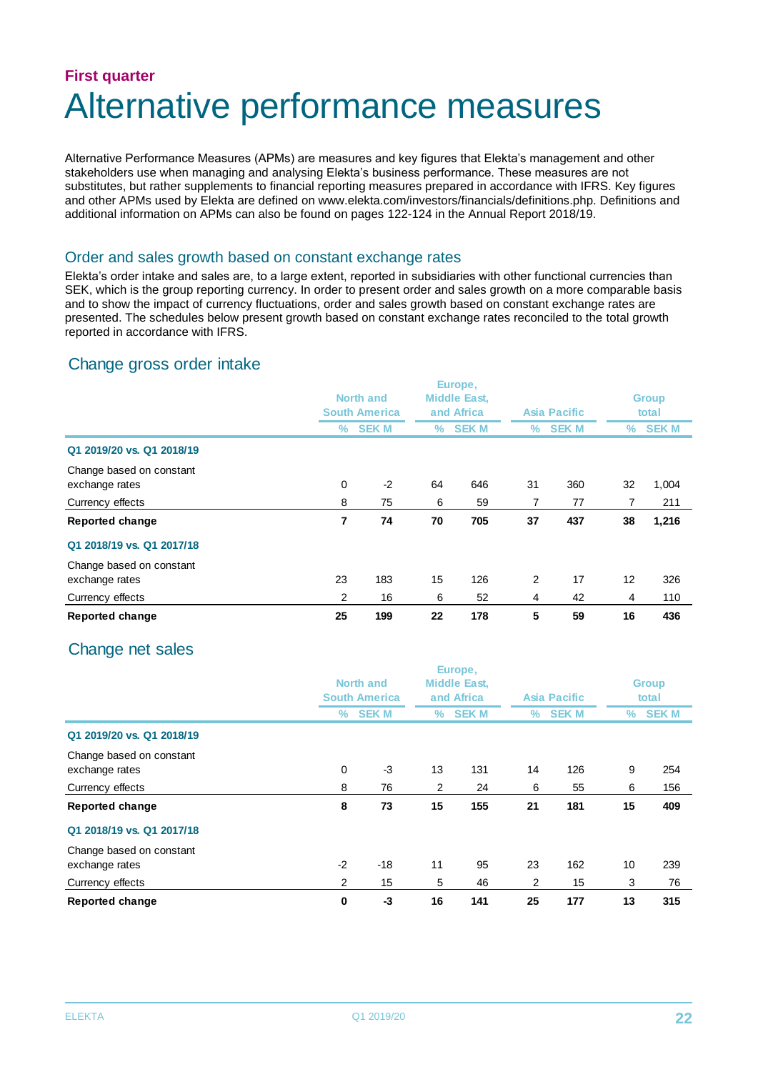First quarter

# Alternative performance measures

Alternative Performance Measures (APMs) are measures and key figures that Elekta's management and other stakeholders use when managing and analysing Elekta's business performance. These measures are not substitutes, but rather supplements to financial reporting measures prepared in accordance with IFRS. Key figures and other APMs used by Elekta are defined on www.elekta.com/investors/financials/definitions.php. Definitions and additional information on APMs can also be found on pages 122-124 in the Annual Report 2018/19.

## Order and sales growth based on constant exchange rates

Elekta's order intake and sales are, to a large extent, reported in subsidiaries with other functional currencies than SEK, which is the group reporting currency. In order to present order and sales growth on a more comparable basis and to show the impact of currency fluctuations, order and sales growth based on constant exchange rates are presented. The schedules below present growth based on constant exchange rates reconciled to the total growth reported in accordance with IFRS.

### Change gross order intake

| | North and South America | | Europe, Middle East, and Africa | | Asia Pacific | | Group total | |
|---|---|---|---|---|---|---|---|---|
| | % | SEK M | % | SEK M | % | SEK M | % | SEK M |
| **Q1 2019/20 vs. Q1 2018/19** | | | | | | | | |
| Change based on constant exchange rates | 0 | -2 | 64 | 646 | 31 | 360 | 32 | 1,004 |
| Currency effects | 8 | 75 | 6 | 59 | 7 | 77 | 7 | 211 |
| **Reported change** | **7** | **74** | **70** | **705** | **37** | **437** | **38** | **1,216** |
| **Q1 2018/19 vs. Q1 2017/18** | | | | | | | | |
| Change based on constant exchange rates | 23 | 183 | 15 | 126 | 2 | 17 | 12 | 326 |
| Currency effects | 2 | 16 | 6 | 52 | 4 | 42 | 4 | 110 |
| **Reported change** | **25** | **199** | **22** | **178** | **5** | **59** | **16** | **436** |

### Change net sales

| | North and South America | | Europe, Middle East, and Africa | | Asia Pacific | | Group total | |
|---|---|---|---|---|---|---|---|---|
| | % | SEK M | % | SEK M | % | SEK M | % | SEK M |
| **Q1 2019/20 vs. Q1 2018/19** | | | | | | | | |
| Change based on constant exchange rates | 0 | -3 | 13 | 131 | 14 | 126 | 9 | 254 |
| Currency effects | 8 | 76 | 2 | 24 | 6 | 55 | 6 | 156 |
| **Reported change** | **8** | **73** | **15** | **155** | **21** | **181** | **15** | **409** |
| **Q1 2018/19 vs. Q1 2017/18** | | | | | | | | |
| Change based on constant exchange rates | -2 | -18 | 11 | 95 | 23 | 162 | 10 | 239 |
| Currency effects | 2 | 15 | 5 | 46 | 2 | 15 | 3 | 76 |
| **Reported change** | **0** | **-3** | **16** | **141** | **25** | **177** | **13** | **315** |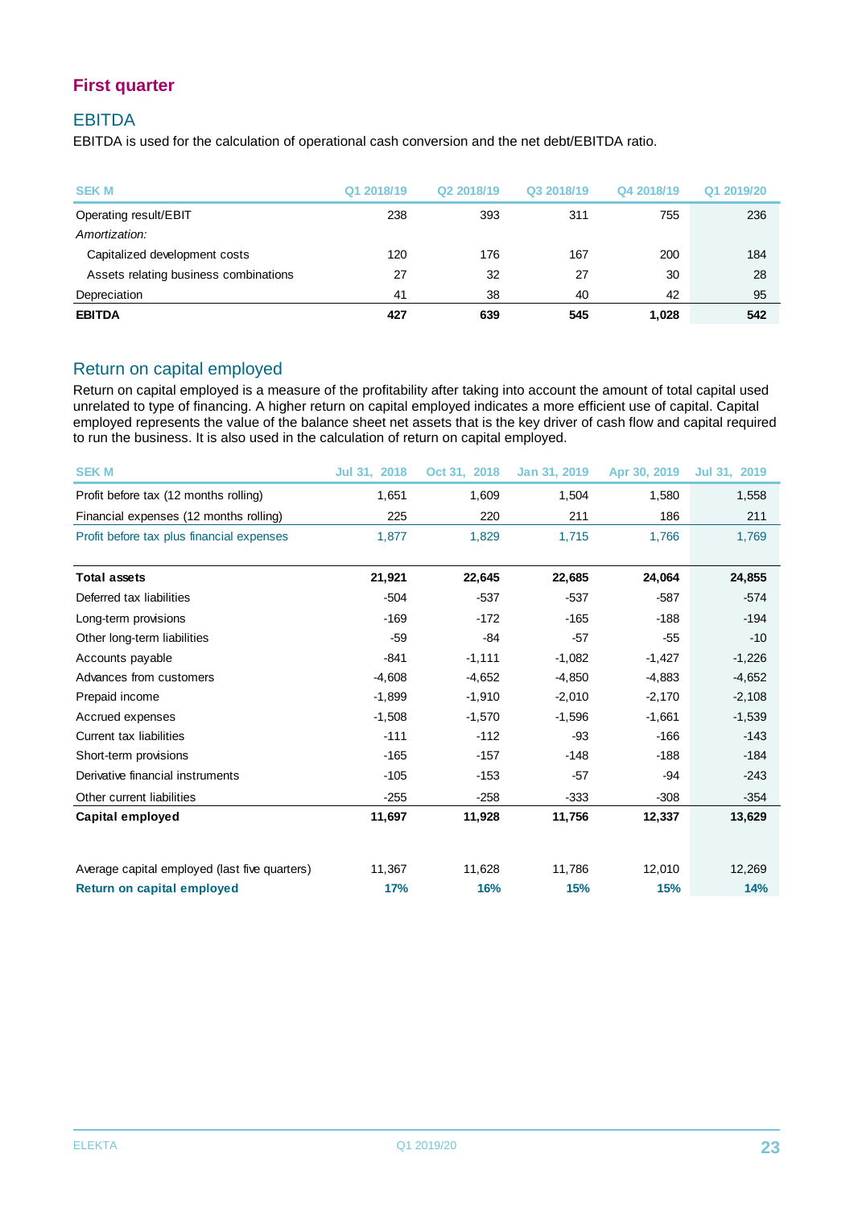## First quarter

### EBITDA

EBITDA is used for the calculation of operational cash conversion and the net debt/EBITDA ratio.

| SEK M | Q1 2018/19 | Q2 2018/19 | Q3 2018/19 | Q4 2018/19 | Q1 2019/20 |
|---|---|---|---|---|---|
| Operating result/EBIT | 238 | 393 | 311 | 755 | 236 |
| *Amortization:* | | | | | |
| Capitalized development costs | 120 | 176 | 167 | 200 | 184 |
| Assets relating business combinations | 27 | 32 | 27 | 30 | 28 |
| Depreciation | 41 | 38 | 40 | 42 | 95 |
| **EBITDA** | **427** | **639** | **545** | **1,028** | **542** |

### Return on capital employed

Return on capital employed is a measure of the profitability after taking into account the amount of total capital used unrelated to type of financing. A higher return on capital employed indicates a more efficient use of capital. Capital employed represents the value of the balance sheet net assets that is the key driver of cash flow and capital required to run the business. It is also used in the calculation of return on capital employed.

| SEK M | Jul 31, 2018 | Oct 31, 2018 | Jan 31, 2019 | Apr 30, 2019 | Jul 31, 2019 |
|---|---|---|---|---|---|
| Profit before tax (12 months rolling) | 1,651 | 1,609 | 1,504 | 1,580 | 1,558 |
| Financial expenses (12 months rolling) | 225 | 220 | 211 | 186 | 211 |
| Profit before tax plus financial expenses | 1,877 | 1,829 | 1,715 | 1,766 | 1,769 |
| | | | | | |
| **Total assets** | **21,921** | **22,645** | **22,685** | **24,064** | **24,855** |
| Deferred tax liabilities | -504 | -537 | -537 | -587 | -574 |
| Long-term provisions | -169 | -172 | -165 | -188 | -194 |
| Other long-term liabilities | -59 | -84 | -57 | -55 | -10 |
| Accounts payable | -841 | -1,111 | -1,082 | -1,427 | -1,226 |
| Advances from customers | -4,608 | -4,652 | -4,850 | -4,883 | -4,652 |
| Prepaid income | -1,899 | -1,910 | -2,010 | -2,170 | -2,108 |
| Accrued expenses | -1,508 | -1,570 | -1,596 | -1,661 | -1,539 |
| Current tax liabilities | -111 | -112 | -93 | -166 | -143 |
| Short-term provisions | -165 | -157 | -148 | -188 | -184 |
| Derivative financial instruments | -105 | -153 | -57 | -94 | -243 |
| Other current liabilities | -255 | -258 | -333 | -308 | -354 |
| **Capital employed** | **11,697** | **11,928** | **11,756** | **12,337** | **13,629** |
| | | | | | |
| Average capital employed (last five quarters) | 11,367 | 11,628 | 11,786 | 12,010 | 12,269 |
| **Return on capital employed** | **17%** | **16%** | **15%** | **15%** | **14%** |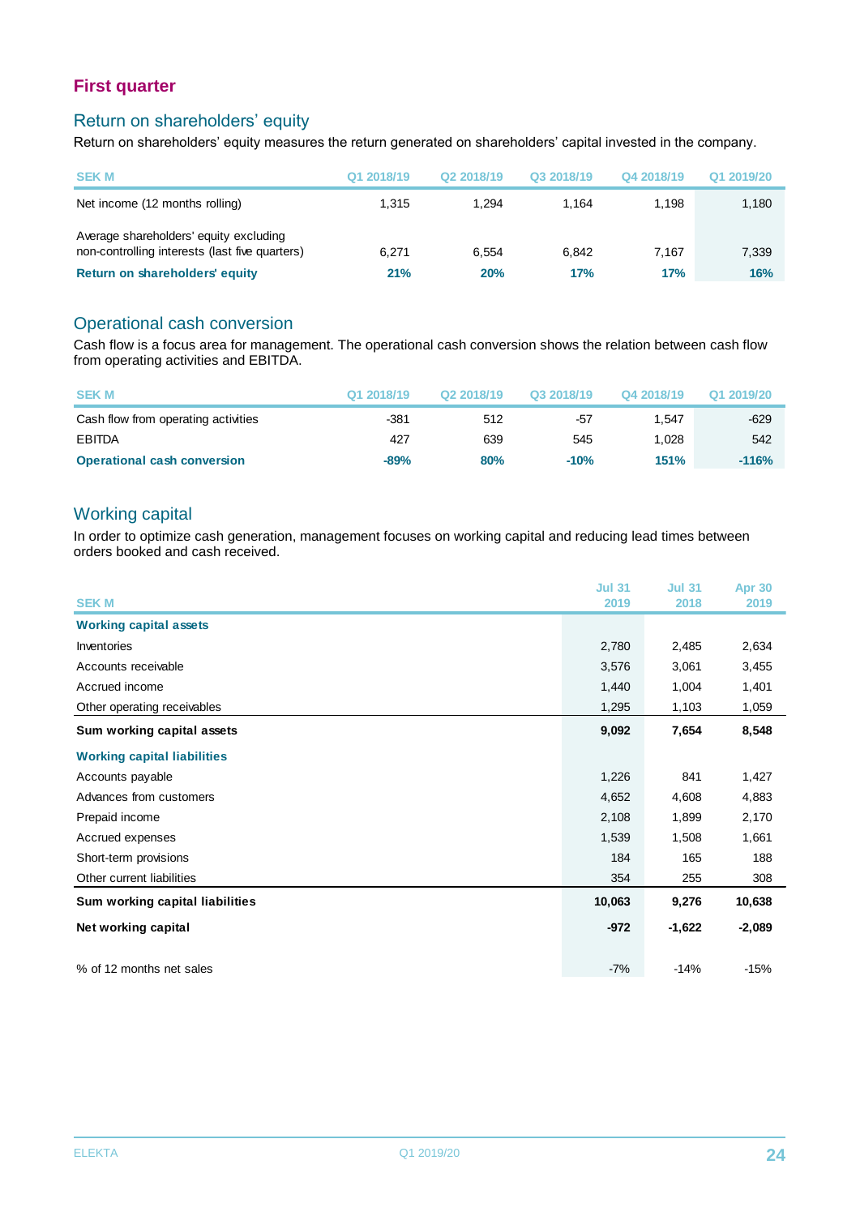## First quarter

### Return on shareholders' equity

Return on shareholders' equity measures the return generated on shareholders' capital invested in the company.

| SEK M | Q1 2018/19 | Q2 2018/19 | Q3 2018/19 | Q4 2018/19 | Q1 2019/20 |
|---|---|---|---|---|---|
| Net income (12 months rolling) | 1,315 | 1,294 | 1,164 | 1,198 | 1,180 |
| Average shareholders' equity excluding non-controlling interests (last five quarters) | 6,271 | 6,554 | 6,842 | 7,167 | 7,339 |
| **Return on shareholders' equity** | **21%** | **20%** | **17%** | **17%** | **16%** |

### Operational cash conversion

Cash flow is a focus area for management. The operational cash conversion shows the relation between cash flow from operating activities and EBITDA.

| SEK M | Q1 2018/19 | Q2 2018/19 | Q3 2018/19 | Q4 2018/19 | Q1 2019/20 |
|---|---|---|---|---|---|
| Cash flow from operating activities | -381 | 512 | -57 | 1,547 | -629 |
| EBITDA | 427 | 639 | 545 | 1,028 | 542 |
| **Operational cash conversion** | **-89%** | **80%** | **-10%** | **151%** | **-116%** |

### Working capital

In order to optimize cash generation, management focuses on working capital and reducing lead times between orders booked and cash received.

| SEK M | Jul 31 2019 | Jul 31 2018 | Apr 30 2019 |
|---|---|---|---|
| **Working capital assets** | | | |
| Inventories | 2,780 | 2,485 | 2,634 |
| Accounts receivable | 3,576 | 3,061 | 3,455 |
| Accrued income | 1,440 | 1,004 | 1,401 |
| Other operating receivables | 1,295 | 1,103 | 1,059 |
| **Sum working capital assets** | **9,092** | **7,654** | **8,548** |
| **Working capital liabilities** | | | |
| Accounts payable | 1,226 | 841 | 1,427 |
| Advances from customers | 4,652 | 4,608 | 4,883 |
| Prepaid income | 2,108 | 1,899 | 2,170 |
| Accrued expenses | 1,539 | 1,508 | 1,661 |
| Short-term provisions | 184 | 165 | 188 |
| Other current liabilities | 354 | 255 | 308 |
| **Sum working capital liabilities** | **10,063** | **9,276** | **10,638** |
| **Net working capital** | **-972** | **-1,622** | **-2,089** |
| % of 12 months net sales | -7% | -14% | -15% |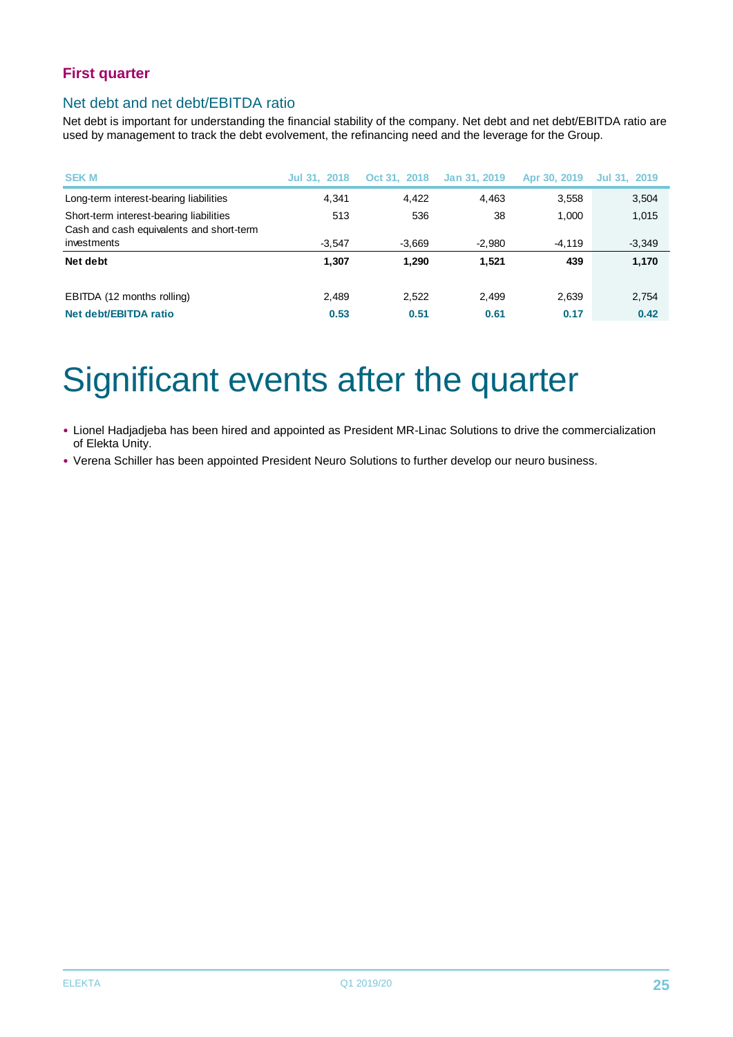## First quarter

### Net debt and net debt/EBITDA ratio

Net debt is important for understanding the financial stability of the company. Net debt and net debt/EBITDA ratio are used by management to track the debt evolvement, the refinancing need and the leverage for the Group.

| SEK M | Jul 31, 2018 | Oct 31, 2018 | Jan 31, 2019 | Apr 30, 2019 | Jul 31, 2019 |
|---|---|---|---|---|---|
| Long-term interest-bearing liabilities | 4,341 | 4,422 | 4,463 | 3,558 | 3,504 |
| Short-term interest-bearing liabilities | 513 | 536 | 38 | 1,000 | 1,015 |
| Cash and cash equivalents and short-term investments | -3,547 | -3,669 | -2,980 | -4,119 | -3,349 |
| **Net debt** | **1,307** | **1,290** | **1,521** | **439** | **1,170** |
| | | | | | |
| EBITDA (12 months rolling) | 2,489 | 2,522 | 2,499 | 2,639 | 2,754 |
| **Net debt/EBITDA ratio** | **0.53** | **0.51** | **0.61** | **0.17** | **0.42** |

# Significant events after the quarter

- Lionel Hadjadjeba has been hired and appointed as President MR-Linac Solutions to drive the commercialization of Elekta Unity.
- Verena Schiller has been appointed President Neuro Solutions to further develop our neuro business.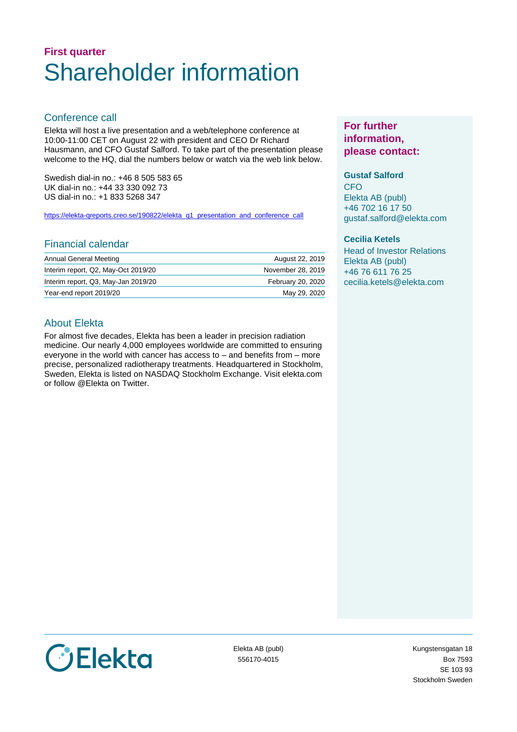**First quarter**

# Shareholder information

## Conference call

Elekta will host a live presentation and a web/telephone conference at 10:00-11:00 CET on August 22 with president and CEO Dr Richard Hausmann, and CFO Gustaf Salford. To take part of the presentation please welcome to the HQ, dial the numbers below or watch via the web link below.

Swedish dial-in no.: +46 8 505 583 65
UK dial-in no.: +44 33 330 092 73
US dial-in no.: +1 833 5268 347

https://elekta-qreports.creo.se/190822/elekta_q1_presentation_and_conference_call

## Financial calendar

| | |
|---|---|
| Annual General Meeting | August 22, 2019 |
| Interim report, Q2, May-Oct 2019/20 | November 28, 2019 |
| Interim report, Q3, May-Jan 2019/20 | February 20, 2020 |
| Year-end report 2019/20 | May 29, 2020 |

## About Elekta

For almost five decades, Elekta has been a leader in precision radiation medicine. Our nearly 4,000 employees worldwide are committed to ensuring everyone in the world with cancer has access to – and benefits from – more precise, personalized radiotherapy treatments. Headquartered in Stockholm, Sweden, Elekta is listed on NASDAQ Stockholm Exchange. Visit elekta.com or follow @Elekta on Twitter.

## For further information, please contact:

**Gustaf Salford**
CFO
Elekta AB (publ)
+46 702 16 17 50
gustaf.salford@elekta.com

**Cecilia Ketels**
Head of Investor Relations
Elekta AB (publ)
+46 76 611 76 25
cecilia.ketels@elekta.com

Elekta

Elekta AB (publ)
556170-4015

Kungstensgatan 18
Box 7593
SE 103 93
Stockholm Sweden